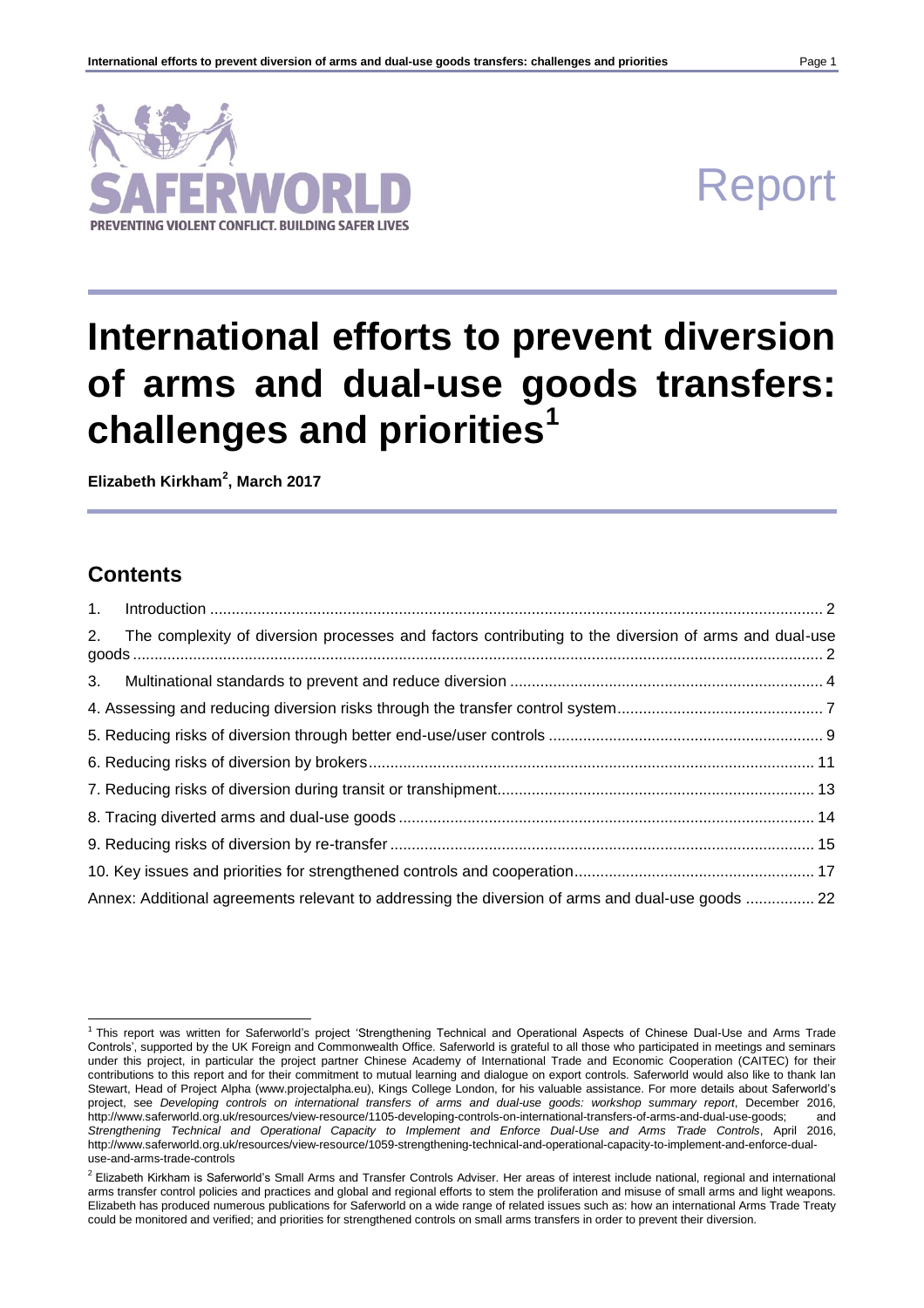SAFERWORLD
PREVENTING VIOLENT CONFLICT. BUILDING SAFER LIVES

Report

# International efforts to prevent diversion of arms and dual-use goods transfers: challenges and priorities[1]

**Elizabeth Kirkham[2], March 2017**

## Contents

1. Introduction ..... 2
2. The complexity of diversion processes and factors contributing to the diversion of arms and dual-use goods ..... 2
3. Multinational standards to prevent and reduce diversion ..... 4
4. Assessing and reducing diversion risks through the transfer control system ..... 7
5. Reducing risks of diversion through better end-use/user controls ..... 9
6. Reducing risks of diversion by brokers ..... 11
7. Reducing risks of diversion during transit or transhipment ..... 13
8. Tracing diverted arms and dual-use goods ..... 14
9. Reducing risks of diversion by re-transfer ..... 15
10. Key issues and priorities for strengthened controls and cooperation ..... 17

Annex: Additional agreements relevant to addressing the diversion of arms and dual-use goods ..... 22

---

[1] This report was written for Saferworld's project 'Strengthening Technical and Operational Aspects of Chinese Dual-Use and Arms Trade Controls', supported by the UK Foreign and Commonwealth Office. Saferworld is grateful to all those who participated in meetings and seminars under this project, in particular the project partner Chinese Academy of International Trade and Economic Cooperation (CAITEC) for their contributions to this report and for their commitment to mutual learning and dialogue on export controls. Saferworld would also like to thank Ian Stewart, Head of Project Alpha (www.projectalpha.eu), Kings College London, for his valuable assistance. For more details about Saferworld's project, see *Developing controls on international transfers of arms and dual-use goods: workshop summary report*, December 2016, http://www.saferworld.org.uk/resources/view-resource/1105-developing-controls-on-international-transfers-of-arms-and-dual-use-goods; and *Strengthening Technical and Operational Capacity to Implement and Enforce Dual-Use and Arms Trade Controls*, April 2016, http://www.saferworld.org.uk/resources/view-resource/1059-strengthening-technical-and-operational-capacity-to-implement-and-enforce-dual-use-and-arms-trade-controls

[2] Elizabeth Kirkham is Saferworld's Small Arms and Transfer Controls Adviser. Her areas of interest include national, regional and international arms transfer control policies and practices and global and regional efforts to stem the proliferation and misuse of small arms and light weapons. Elizabeth has produced numerous publications for Saferworld on a wide range of related issues such as: how an international Arms Trade Treaty could be monitored and verified; and priorities for strengthened controls on small arms transfers in order to prevent their diversion.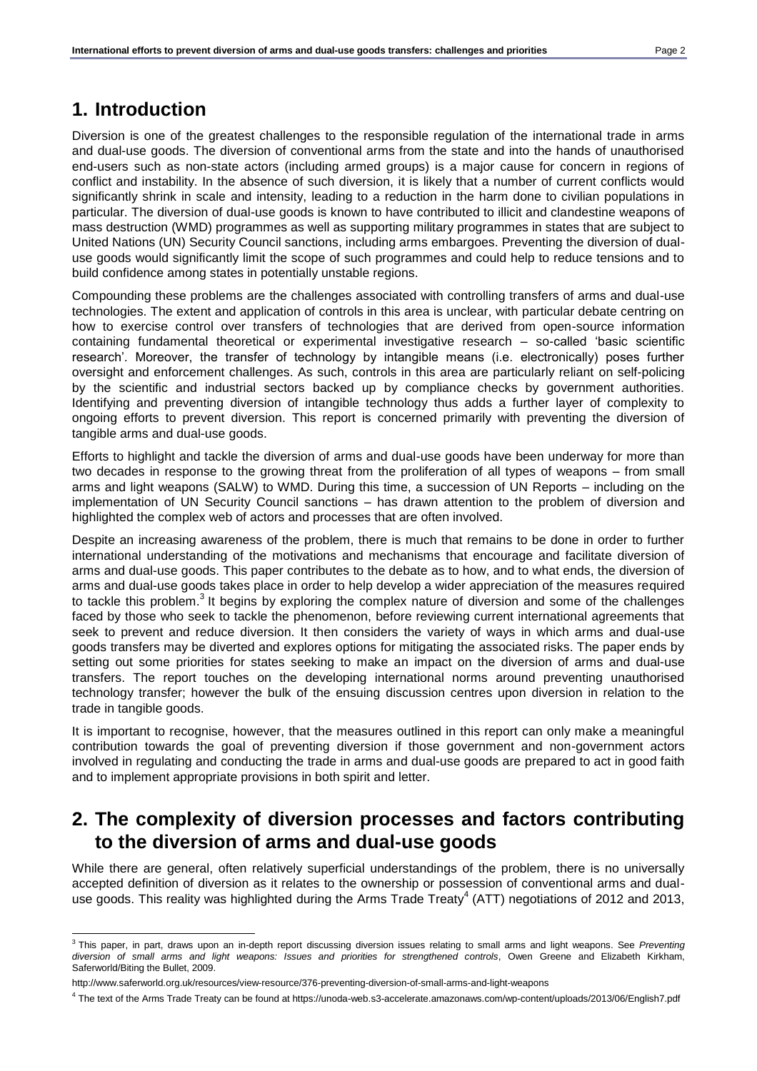## 1. Introduction

Diversion is one of the greatest challenges to the responsible regulation of the international trade in arms and dual-use goods. The diversion of conventional arms from the state and into the hands of unauthorised end-users such as non-state actors (including armed groups) is a major cause for concern in regions of conflict and instability. In the absence of such diversion, it is likely that a number of current conflicts would significantly shrink in scale and intensity, leading to a reduction in the harm done to civilian populations in particular. The diversion of dual-use goods is known to have contributed to illicit and clandestine weapons of mass destruction (WMD) programmes as well as supporting military programmes in states that are subject to United Nations (UN) Security Council sanctions, including arms embargoes. Preventing the diversion of dual-use goods would significantly limit the scope of such programmes and could help to reduce tensions and to build confidence among states in potentially unstable regions.

Compounding these problems are the challenges associated with controlling transfers of arms and dual-use technologies. The extent and application of controls in this area is unclear, with particular debate centring on how to exercise control over transfers of technologies that are derived from open-source information containing fundamental theoretical or experimental investigative research – so-called 'basic scientific research'. Moreover, the transfer of technology by intangible means (i.e. electronically) poses further oversight and enforcement challenges. As such, controls in this area are particularly reliant on self-policing by the scientific and industrial sectors backed up by compliance checks by government authorities. Identifying and preventing diversion of intangible technology thus adds a further layer of complexity to ongoing efforts to prevent diversion. This report is concerned primarily with preventing the diversion of tangible arms and dual-use goods.

Efforts to highlight and tackle the diversion of arms and dual-use goods have been underway for more than two decades in response to the growing threat from the proliferation of all types of weapons – from small arms and light weapons (SALW) to WMD. During this time, a succession of UN Reports – including on the implementation of UN Security Council sanctions – has drawn attention to the problem of diversion and highlighted the complex web of actors and processes that are often involved.

Despite an increasing awareness of the problem, there is much that remains to be done in order to further international understanding of the motivations and mechanisms that encourage and facilitate diversion of arms and dual-use goods. This paper contributes to the debate as to how, and to what ends, the diversion of arms and dual-use goods takes place in order to help develop a wider appreciation of the measures required to tackle this problem.[3] It begins by exploring the complex nature of diversion and some of the challenges faced by those who seek to tackle the phenomenon, before reviewing current international agreements that seek to prevent and reduce diversion. It then considers the variety of ways in which arms and dual-use goods transfers may be diverted and explores options for mitigating the associated risks. The paper ends by setting out some priorities for states seeking to make an impact on the diversion of arms and dual-use transfers. The report touches on the developing international norms around preventing unauthorised technology transfer; however the bulk of the ensuing discussion centres upon diversion in relation to the trade in tangible goods.

It is important to recognise, however, that the measures outlined in this report can only make a meaningful contribution towards the goal of preventing diversion if those government and non-government actors involved in regulating and conducting the trade in arms and dual-use goods are prepared to act in good faith and to implement appropriate provisions in both spirit and letter.

## 2. The complexity of diversion processes and factors contributing to the diversion of arms and dual-use goods

While there are general, often relatively superficial understandings of the problem, there is no universally accepted definition of diversion as it relates to the ownership or possession of conventional arms and dual-use goods. This reality was highlighted during the Arms Trade Treaty[4] (ATT) negotiations of 2012 and 2013,

---

[3] This paper, in part, draws upon an in-depth report discussing diversion issues relating to small arms and light weapons. See *Preventing diversion of small arms and light weapons: Issues and priorities for strengthened controls*, Owen Greene and Elizabeth Kirkham, Saferworld/Biting the Bullet, 2009.

http://www.saferworld.org.uk/resources/view-resource/376-preventing-diversion-of-small-arms-and-light-weapons

[4] The text of the Arms Trade Treaty can be found at https://unoda-web.s3-accelerate.amazonaws.com/wp-content/uploads/2013/06/English7.pdf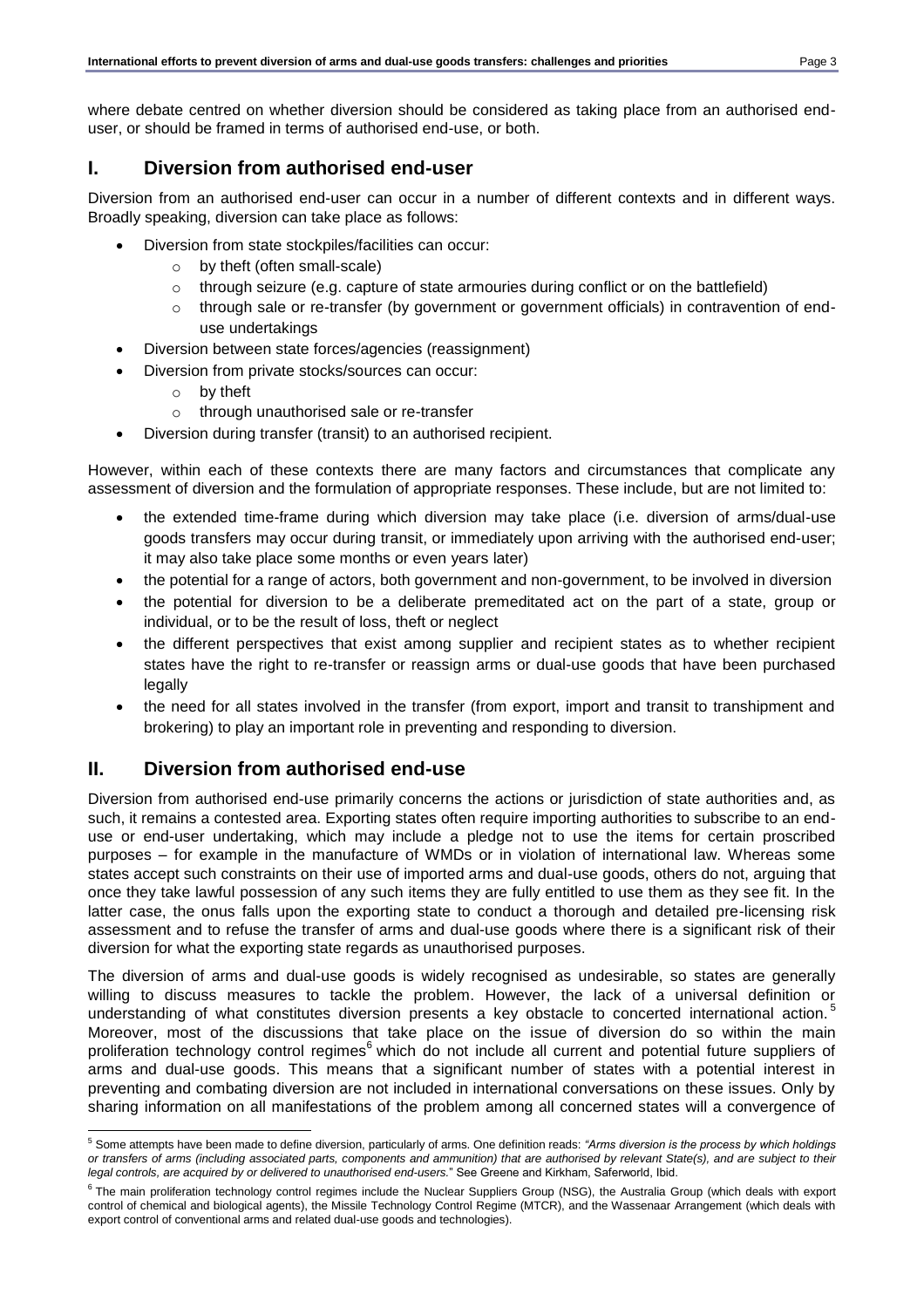where debate centred on whether diversion should be considered as taking place from an authorised end-user, or should be framed in terms of authorised end-use, or both.

## I. Diversion from authorised end-user

Diversion from an authorised end-user can occur in a number of different contexts and in different ways. Broadly speaking, diversion can take place as follows:

- Diversion from state stockpiles/facilities can occur:
  - by theft (often small-scale)
  - through seizure (e.g. capture of state armouries during conflict or on the battlefield)
  - through sale or re-transfer (by government or government officials) in contravention of end-use undertakings
- Diversion between state forces/agencies (reassignment)
- Diversion from private stocks/sources can occur:
  - by theft
  - through unauthorised sale or re-transfer
- Diversion during transfer (transit) to an authorised recipient.

However, within each of these contexts there are many factors and circumstances that complicate any assessment of diversion and the formulation of appropriate responses. These include, but are not limited to:

- the extended time-frame during which diversion may take place (i.e. diversion of arms/dual-use goods transfers may occur during transit, or immediately upon arriving with the authorised end-user; it may also take place some months or even years later)
- the potential for a range of actors, both government and non-government, to be involved in diversion
- the potential for diversion to be a deliberate premeditated act on the part of a state, group or individual, or to be the result of loss, theft or neglect
- the different perspectives that exist among supplier and recipient states as to whether recipient states have the right to re-transfer or reassign arms or dual-use goods that have been purchased legally
- the need for all states involved in the transfer (from export, import and transit to transhipment and brokering) to play an important role in preventing and responding to diversion.

## II. Diversion from authorised end-use

Diversion from authorised end-use primarily concerns the actions or jurisdiction of state authorities and, as such, it remains a contested area. Exporting states often require importing authorities to subscribe to an end-use or end-user undertaking, which may include a pledge not to use the items for certain proscribed purposes – for example in the manufacture of WMDs or in violation of international law. Whereas some states accept such constraints on their use of imported arms and dual-use goods, others do not, arguing that once they take lawful possession of any such items they are fully entitled to use them as they see fit. In the latter case, the onus falls upon the exporting state to conduct a thorough and detailed pre-licensing risk assessment and to refuse the transfer of arms and dual-use goods where there is a significant risk of their diversion for what the exporting state regards as unauthorised purposes.

The diversion of arms and dual-use goods is widely recognised as undesirable, so states are generally willing to discuss measures to tackle the problem. However, the lack of a universal definition or understanding of what constitutes diversion presents a key obstacle to concerted international action.[5] Moreover, most of the discussions that take place on the issue of diversion do so within the main proliferation technology control regimes[6] which do not include all current and potential future suppliers of arms and dual-use goods. This means that a significant number of states with a potential interest in preventing and combating diversion are not included in international conversations on these issues. Only by sharing information on all manifestations of the problem among all concerned states will a convergence of

---

[5] Some attempts have been made to define diversion, particularly of arms. One definition reads: *"Arms diversion is the process by which holdings or transfers of arms (including associated parts, components and ammunition) that are authorised by relevant State(s), and are subject to their legal controls, are acquired by or delivered to unauthorised end-users."* See Greene and Kirkham, Saferworld, Ibid.

[6] The main proliferation technology control regimes include the Nuclear Suppliers Group (NSG), the Australia Group (which deals with export control of chemical and biological agents), the Missile Technology Control Regime (MTCR), and the Wassenaar Arrangement (which deals with export control of conventional arms and related dual-use goods and technologies).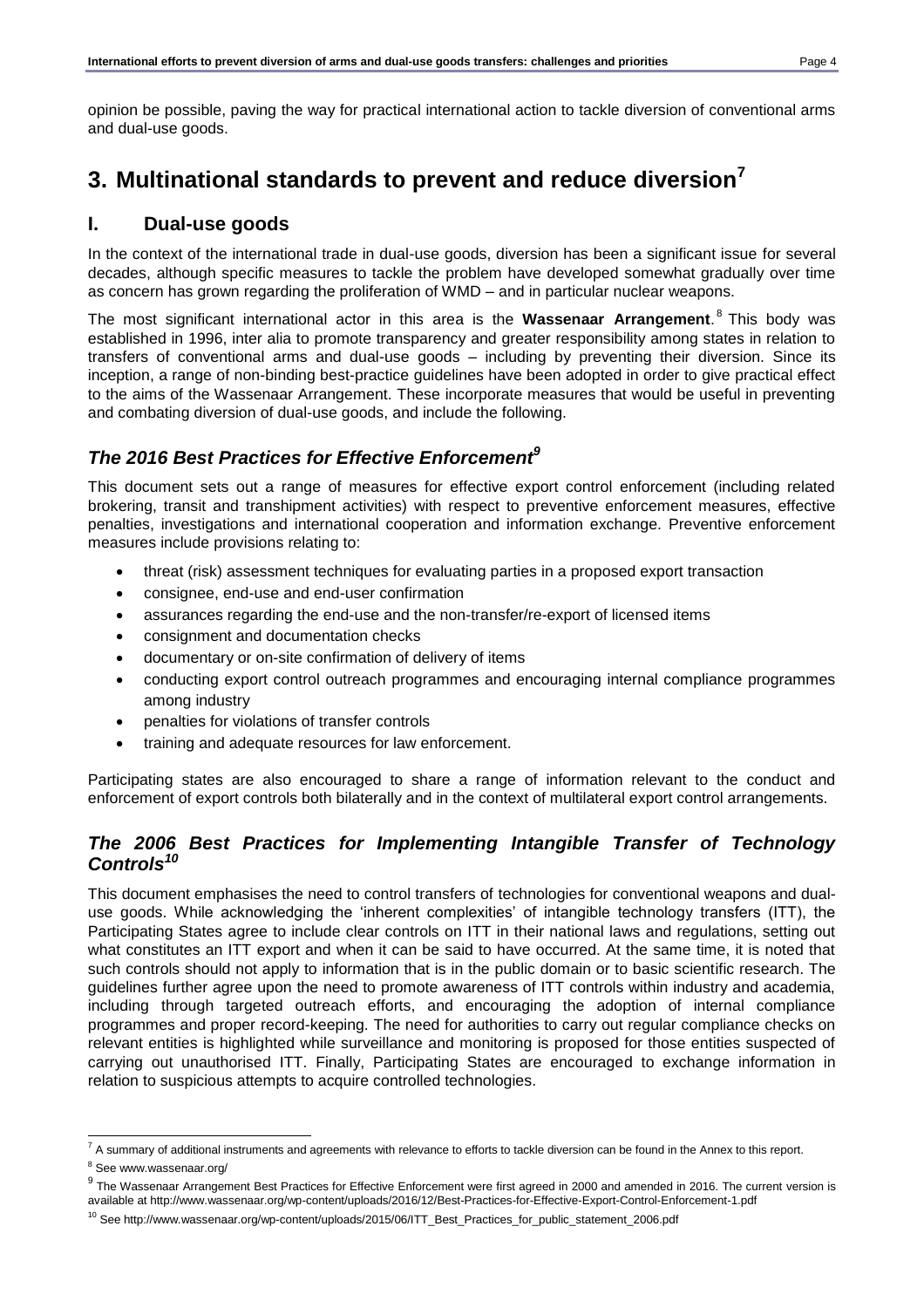opinion be possible, paving the way for practical international action to tackle diversion of conventional arms and dual-use goods.

# 3. Multinational standards to prevent and reduce diversion[7]

## I. Dual-use goods

In the context of the international trade in dual-use goods, diversion has been a significant issue for several decades, although specific measures to tackle the problem have developed somewhat gradually over time as concern has grown regarding the proliferation of WMD – and in particular nuclear weapons.

The most significant international actor in this area is the **Wassenaar Arrangement**.[8] This body was established in 1996, inter alia to promote transparency and greater responsibility among states in relation to transfers of conventional arms and dual-use goods – including by preventing their diversion. Since its inception, a range of non-binding best-practice guidelines have been adopted in order to give practical effect to the aims of the Wassenaar Arrangement. These incorporate measures that would be useful in preventing and combating diversion of dual-use goods, and include the following.

### *The 2016 Best Practices for Effective Enforcement[9]*

This document sets out a range of measures for effective export control enforcement (including related brokering, transit and transhipment activities) with respect to preventive enforcement measures, effective penalties, investigations and international cooperation and information exchange. Preventive enforcement measures include provisions relating to:

- threat (risk) assessment techniques for evaluating parties in a proposed export transaction
- consignee, end-use and end-user confirmation
- assurances regarding the end-use and the non-transfer/re-export of licensed items
- consignment and documentation checks
- documentary or on-site confirmation of delivery of items
- conducting export control outreach programmes and encouraging internal compliance programmes among industry
- penalties for violations of transfer controls
- training and adequate resources for law enforcement.

Participating states are also encouraged to share a range of information relevant to the conduct and enforcement of export controls both bilaterally and in the context of multilateral export control arrangements.

### *The 2006 Best Practices for Implementing Intangible Transfer of Technology Controls[10]*

This document emphasises the need to control transfers of technologies for conventional weapons and dual-use goods. While acknowledging the 'inherent complexities' of intangible technology transfers (ITT), the Participating States agree to include clear controls on ITT in their national laws and regulations, setting out what constitutes an ITT export and when it can be said to have occurred. At the same time, it is noted that such controls should not apply to information that is in the public domain or to basic scientific research. The guidelines further agree upon the need to promote awareness of ITT controls within industry and academia, including through targeted outreach efforts, and encouraging the adoption of internal compliance programmes and proper record-keeping. The need for authorities to carry out regular compliance checks on relevant entities is highlighted while surveillance and monitoring is proposed for those entities suspected of carrying out unauthorised ITT. Finally, Participating States are encouraged to exchange information in relation to suspicious attempts to acquire controlled technologies.

---

[7] A summary of additional instruments and agreements with relevance to efforts to tackle diversion can be found in the Annex to this report.

[8] See www.wassenaar.org/

[9] The Wassenaar Arrangement Best Practices for Effective Enforcement were first agreed in 2000 and amended in 2016. The current version is available at http://www.wassenaar.org/wp-content/uploads/2016/12/Best-Practices-for-Effective-Export-Control-Enforcement-1.pdf

[10] See http://www.wassenaar.org/wp-content/uploads/2015/06/ITT_Best_Practices_for_public_statement_2006.pdf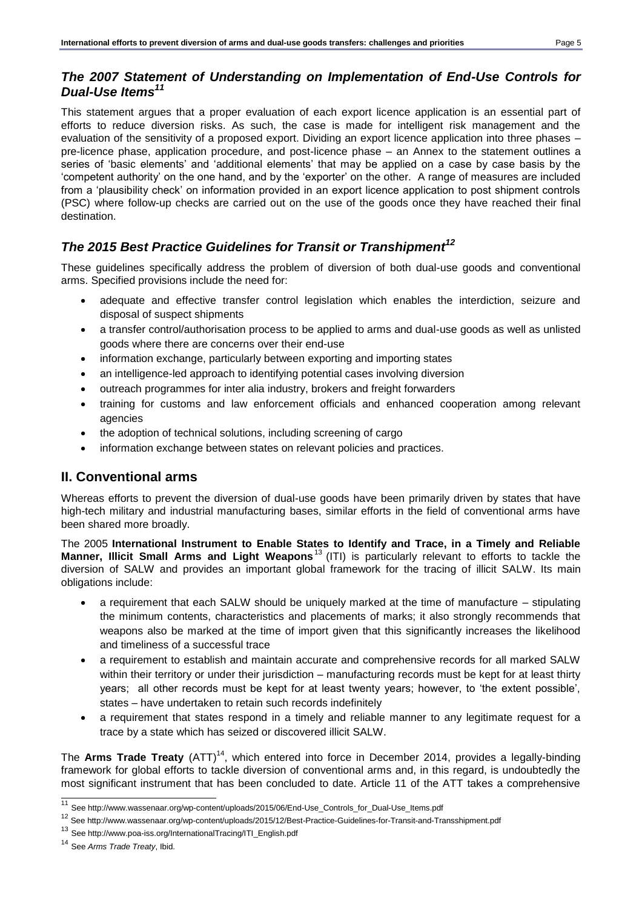### *The 2007 Statement of Understanding on Implementation of End-Use Controls for Dual-Use Items*[11]

This statement argues that a proper evaluation of each export licence application is an essential part of efforts to reduce diversion risks. As such, the case is made for intelligent risk management and the evaluation of the sensitivity of a proposed export. Dividing an export licence application into three phases – pre-licence phase, application procedure, and post-licence phase – an Annex to the statement outlines a series of 'basic elements' and 'additional elements' that may be applied on a case by case basis by the 'competent authority' on the one hand, and by the 'exporter' on the other. A range of measures are included from a 'plausibility check' on information provided in an export licence application to post shipment controls (PSC) where follow-up checks are carried out on the use of the goods once they have reached their final destination.

### *The 2015 Best Practice Guidelines for Transit or Transhipment*[12]

These guidelines specifically address the problem of diversion of both dual-use goods and conventional arms. Specified provisions include the need for:

- adequate and effective transfer control legislation which enables the interdiction, seizure and disposal of suspect shipments
- a transfer control/authorisation process to be applied to arms and dual-use goods as well as unlisted goods where there are concerns over their end-use
- information exchange, particularly between exporting and importing states
- an intelligence-led approach to identifying potential cases involving diversion
- outreach programmes for inter alia industry, brokers and freight forwarders
- training for customs and law enforcement officials and enhanced cooperation among relevant agencies
- the adoption of technical solutions, including screening of cargo
- information exchange between states on relevant policies and practices.

## II. Conventional arms

Whereas efforts to prevent the diversion of dual-use goods have been primarily driven by states that have high-tech military and industrial manufacturing bases, similar efforts in the field of conventional arms have been shared more broadly.

The 2005 **International Instrument to Enable States to Identify and Trace, in a Timely and Reliable Manner, Illicit Small Arms and Light Weapons**[13] (ITI) is particularly relevant to efforts to tackle the diversion of SALW and provides an important global framework for the tracing of illicit SALW. Its main obligations include:

- a requirement that each SALW should be uniquely marked at the time of manufacture – stipulating the minimum contents, characteristics and placements of marks; it also strongly recommends that weapons also be marked at the time of import given that this significantly increases the likelihood and timeliness of a successful trace
- a requirement to establish and maintain accurate and comprehensive records for all marked SALW within their territory or under their jurisdiction – manufacturing records must be kept for at least thirty years; all other records must be kept for at least twenty years; however, to 'the extent possible', states – have undertaken to retain such records indefinitely
- a requirement that states respond in a timely and reliable manner to any legitimate request for a trace by a state which has seized or discovered illicit SALW.

The **Arms Trade Treaty** (ATT)[14], which entered into force in December 2014, provides a legally-binding framework for global efforts to tackle diversion of conventional arms and, in this regard, is undoubtedly the most significant instrument that has been concluded to date. Article 11 of the ATT takes a comprehensive

---

[11] See http://www.wassenaar.org/wp-content/uploads/2015/06/End-Use_Controls_for_Dual-Use_Items.pdf

[12] See http://www.wassenaar.org/wp-content/uploads/2015/12/Best-Practice-Guidelines-for-Transit-and-Transshipment.pdf

[13] See http://www.poa-iss.org/InternationalTracing/ITI_English.pdf

[14] See *Arms Trade Treaty*, Ibid.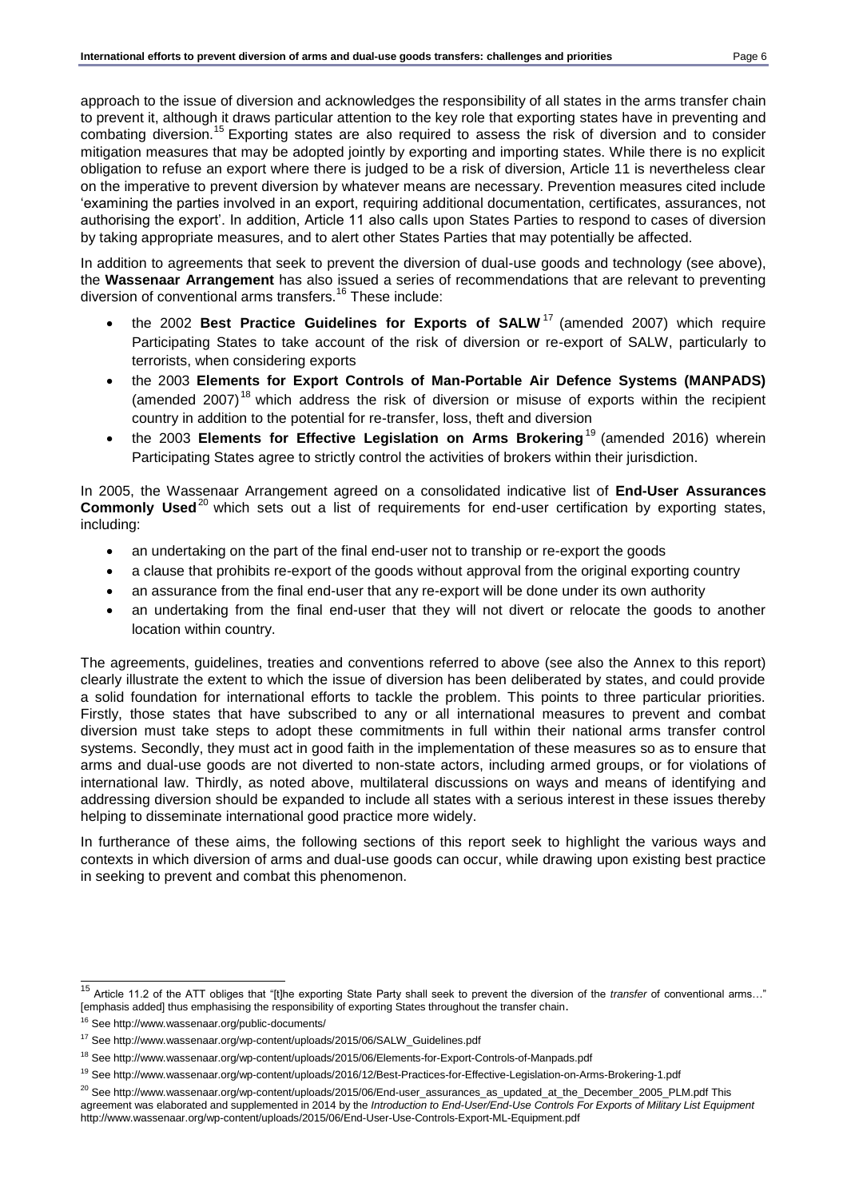approach to the issue of diversion and acknowledges the responsibility of all states in the arms transfer chain to prevent it, although it draws particular attention to the key role that exporting states have in preventing and combating diversion.[15] Exporting states are also required to assess the risk of diversion and to consider mitigation measures that may be adopted jointly by exporting and importing states. While there is no explicit obligation to refuse an export where there is judged to be a risk of diversion, Article 11 is nevertheless clear on the imperative to prevent diversion by whatever means are necessary. Prevention measures cited include 'examining the parties involved in an export, requiring additional documentation, certificates, assurances, not authorising the export'. In addition, Article 11 also calls upon States Parties to respond to cases of diversion by taking appropriate measures, and to alert other States Parties that may potentially be affected.

In addition to agreements that seek to prevent the diversion of dual-use goods and technology (see above), the **Wassenaar Arrangement** has also issued a series of recommendations that are relevant to preventing diversion of conventional arms transfers.[16] These include:

- the 2002 **Best Practice Guidelines for Exports of SALW**[17] (amended 2007) which require Participating States to take account of the risk of diversion or re-export of SALW, particularly to terrorists, when considering exports
- the 2003 **Elements for Export Controls of Man-Portable Air Defence Systems (MANPADS)** (amended 2007)[18] which address the risk of diversion or misuse of exports within the recipient country in addition to the potential for re-transfer, loss, theft and diversion
- the 2003 **Elements for Effective Legislation on Arms Brokering**[19] (amended 2016) wherein Participating States agree to strictly control the activities of brokers within their jurisdiction.

In 2005, the Wassenaar Arrangement agreed on a consolidated indicative list of **End-User Assurances Commonly Used**[20] which sets out a list of requirements for end-user certification by exporting states, including:

- an undertaking on the part of the final end-user not to tranship or re-export the goods
- a clause that prohibits re-export of the goods without approval from the original exporting country
- an assurance from the final end-user that any re-export will be done under its own authority
- an undertaking from the final end-user that they will not divert or relocate the goods to another location within country.

The agreements, guidelines, treaties and conventions referred to above (see also the Annex to this report) clearly illustrate the extent to which the issue of diversion has been deliberated by states, and could provide a solid foundation for international efforts to tackle the problem. This points to three particular priorities. Firstly, those states that have subscribed to any or all international measures to prevent and combat diversion must take steps to adopt these commitments in full within their national arms transfer control systems. Secondly, they must act in good faith in the implementation of these measures so as to ensure that arms and dual-use goods are not diverted to non-state actors, including armed groups, or for violations of international law. Thirdly, as noted above, multilateral discussions on ways and means of identifying and addressing diversion should be expanded to include all states with a serious interest in these issues thereby helping to disseminate international good practice more widely.

In furtherance of these aims, the following sections of this report seek to highlight the various ways and contexts in which diversion of arms and dual-use goods can occur, while drawing upon existing best practice in seeking to prevent and combat this phenomenon.

---

[15] Article 11.2 of the ATT obliges that "[t]he exporting State Party shall seek to prevent the diversion of the *transfer* of conventional arms…" [emphasis added] thus emphasising the responsibility of exporting States throughout the transfer chain.

[16] See http://www.wassenaar.org/public-documents/

[17] See http://www.wassenaar.org/wp-content/uploads/2015/06/SALW_Guidelines.pdf

[18] See http://www.wassenaar.org/wp-content/uploads/2015/06/Elements-for-Export-Controls-of-Manpads.pdf

[19] See http://www.wassenaar.org/wp-content/uploads/2016/12/Best-Practices-for-Effective-Legislation-on-Arms-Brokering-1.pdf

[20] See http://www.wassenaar.org/wp-content/uploads/2015/06/End-user_assurances_as_updated_at_the_December_2005_PLM.pdf This agreement was elaborated and supplemented in 2014 by the *Introduction to End-User/End-Use Controls For Exports of Military List Equipment* http://www.wassenaar.org/wp-content/uploads/2015/06/End-User-Use-Controls-Export-ML-Equipment.pdf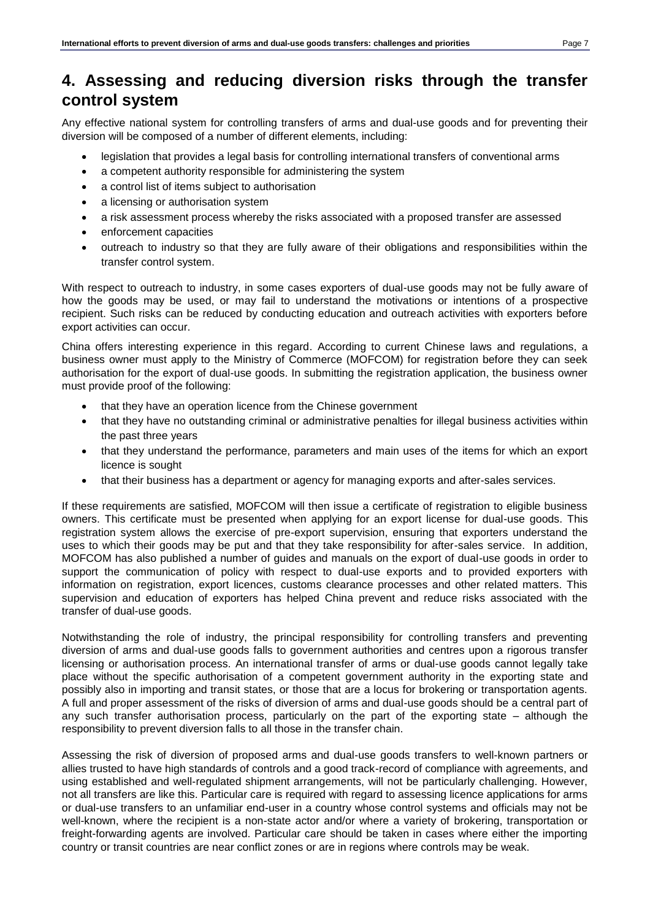# 4. Assessing and reducing diversion risks through the transfer control system

Any effective national system for controlling transfers of arms and dual-use goods and for preventing their diversion will be composed of a number of different elements, including:

- legislation that provides a legal basis for controlling international transfers of conventional arms
- a competent authority responsible for administering the system
- a control list of items subject to authorisation
- a licensing or authorisation system
- a risk assessment process whereby the risks associated with a proposed transfer are assessed
- enforcement capacities
- outreach to industry so that they are fully aware of their obligations and responsibilities within the transfer control system.

With respect to outreach to industry, in some cases exporters of dual-use goods may not be fully aware of how the goods may be used, or may fail to understand the motivations or intentions of a prospective recipient. Such risks can be reduced by conducting education and outreach activities with exporters before export activities can occur.

China offers interesting experience in this regard. According to current Chinese laws and regulations, a business owner must apply to the Ministry of Commerce (MOFCOM) for registration before they can seek authorisation for the export of dual-use goods. In submitting the registration application, the business owner must provide proof of the following:

- that they have an operation licence from the Chinese government
- that they have no outstanding criminal or administrative penalties for illegal business activities within the past three years
- that they understand the performance, parameters and main uses of the items for which an export licence is sought
- that their business has a department or agency for managing exports and after-sales services.

If these requirements are satisfied, MOFCOM will then issue a certificate of registration to eligible business owners. This certificate must be presented when applying for an export license for dual-use goods. This registration system allows the exercise of pre-export supervision, ensuring that exporters understand the uses to which their goods may be put and that they take responsibility for after-sales service. In addition, MOFCOM has also published a number of guides and manuals on the export of dual-use goods in order to support the communication of policy with respect to dual-use exports and to provided exporters with information on registration, export licences, customs clearance processes and other related matters. This supervision and education of exporters has helped China prevent and reduce risks associated with the transfer of dual-use goods.

Notwithstanding the role of industry, the principal responsibility for controlling transfers and preventing diversion of arms and dual-use goods falls to government authorities and centres upon a rigorous transfer licensing or authorisation process. An international transfer of arms or dual-use goods cannot legally take place without the specific authorisation of a competent government authority in the exporting state and possibly also in importing and transit states, or those that are a locus for brokering or transportation agents. A full and proper assessment of the risks of diversion of arms and dual-use goods should be a central part of any such transfer authorisation process, particularly on the part of the exporting state – although the responsibility to prevent diversion falls to all those in the transfer chain.

Assessing the risk of diversion of proposed arms and dual-use goods transfers to well-known partners or allies trusted to have high standards of controls and a good track-record of compliance with agreements, and using established and well-regulated shipment arrangements, will not be particularly challenging. However, not all transfers are like this. Particular care is required with regard to assessing licence applications for arms or dual-use transfers to an unfamiliar end-user in a country whose control systems and officials may not be well-known, where the recipient is a non-state actor and/or where a variety of brokering, transportation or freight-forwarding agents are involved. Particular care should be taken in cases where either the importing country or transit countries are near conflict zones or are in regions where controls may be weak.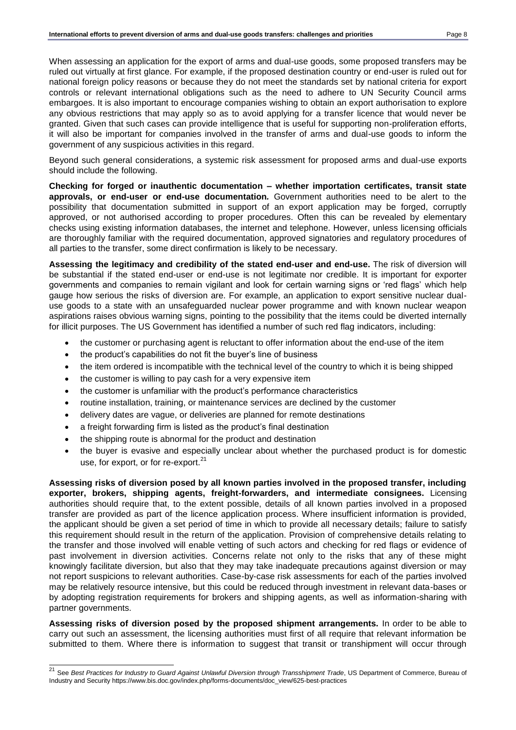When assessing an application for the export of arms and dual-use goods, some proposed transfers may be ruled out virtually at first glance. For example, if the proposed destination country or end-user is ruled out for national foreign policy reasons or because they do not meet the standards set by national criteria for export controls or relevant international obligations such as the need to adhere to UN Security Council arms embargoes. It is also important to encourage companies wishing to obtain an export authorisation to explore any obvious restrictions that may apply so as to avoid applying for a transfer licence that would never be granted. Given that such cases can provide intelligence that is useful for supporting non-proliferation efforts, it will also be important for companies involved in the transfer of arms and dual-use goods to inform the government of any suspicious activities in this regard.

Beyond such general considerations, a systemic risk assessment for proposed arms and dual-use exports should include the following.

**Checking for forged or inauthentic documentation – whether importation certificates, transit state approvals, or end-user or end-use documentation*.*** Government authorities need to be alert to the possibility that documentation submitted in support of an export application may be forged, corruptly approved, or not authorised according to proper procedures. Often this can be revealed by elementary checks using existing information databases, the internet and telephone. However, unless licensing officials are thoroughly familiar with the required documentation, approved signatories and regulatory procedures of all parties to the transfer, some direct confirmation is likely to be necessary.

**Assessing the legitimacy and credibility of the stated end-user and end-use.** The risk of diversion will be substantial if the stated end-user or end-use is not legitimate nor credible. It is important for exporter governments and companies to remain vigilant and look for certain warning signs or 'red flags' which help gauge how serious the risks of diversion are. For example, an application to export sensitive nuclear dual-use goods to a state with an unsafeguarded nuclear power programme and with known nuclear weapon aspirations raises obvious warning signs, pointing to the possibility that the items could be diverted internally for illicit purposes. The US Government has identified a number of such red flag indicators, including:

- the customer or purchasing agent is reluctant to offer information about the end-use of the item
- the product's capabilities do not fit the buyer's line of business
- the item ordered is incompatible with the technical level of the country to which it is being shipped
- the customer is willing to pay cash for a very expensive item
- the customer is unfamiliar with the product's performance characteristics
- routine installation, training, or maintenance services are declined by the customer
- delivery dates are vague, or deliveries are planned for remote destinations
- a freight forwarding firm is listed as the product's final destination
- the shipping route is abnormal for the product and destination
- the buyer is evasive and especially unclear about whether the purchased product is for domestic use, for export, or for re-export.[21]

**Assessing risks of diversion posed by all known parties involved in the proposed transfer, including exporter, brokers, shipping agents, freight-forwarders, and intermediate consignees.** Licensing authorities should require that, to the extent possible, details of all known parties involved in a proposed transfer are provided as part of the licence application process. Where insufficient information is provided, the applicant should be given a set period of time in which to provide all necessary details; failure to satisfy this requirement should result in the return of the application. Provision of comprehensive details relating to the transfer and those involved will enable vetting of such actors and checking for red flags or evidence of past involvement in diversion activities. Concerns relate not only to the risks that any of these might knowingly facilitate diversion, but also that they may take inadequate precautions against diversion or may not report suspicions to relevant authorities. Case-by-case risk assessments for each of the parties involved may be relatively resource intensive, but this could be reduced through investment in relevant data-bases or by adopting registration requirements for brokers and shipping agents, as well as information-sharing with partner governments.

**Assessing risks of diversion posed by the proposed shipment arrangements.** In order to be able to carry out such an assessment, the licensing authorities must first of all require that relevant information be submitted to them. Where there is information to suggest that transit or transhipment will occur through

---

[21] See *Best Practices for Industry to Guard Against Unlawful Diversion through Transshipment Trade*, US Department of Commerce, Bureau of Industry and Security https://www.bis.doc.gov/index.php/forms-documents/doc_view/625-best-practices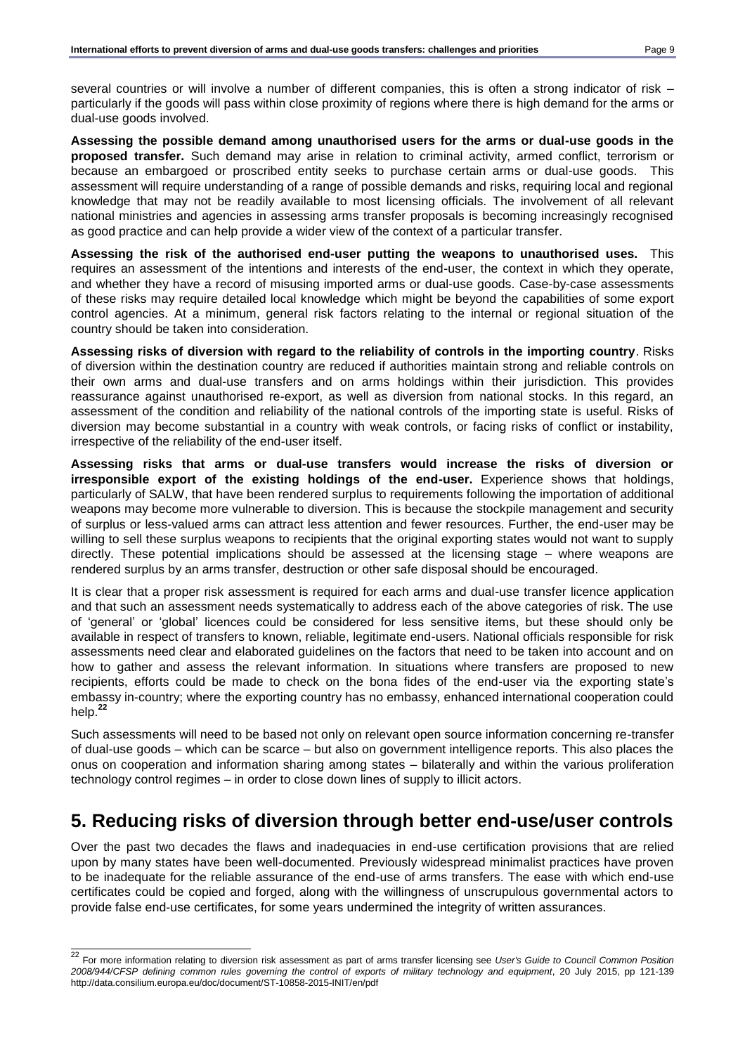several countries or will involve a number of different companies, this is often a strong indicator of risk – particularly if the goods will pass within close proximity of regions where there is high demand for the arms or dual-use goods involved.

**Assessing the possible demand among unauthorised users for the arms or dual-use goods in the proposed transfer.** Such demand may arise in relation to criminal activity, armed conflict, terrorism or because an embargoed or proscribed entity seeks to purchase certain arms or dual-use goods. This assessment will require understanding of a range of possible demands and risks, requiring local and regional knowledge that may not be readily available to most licensing officials. The involvement of all relevant national ministries and agencies in assessing arms transfer proposals is becoming increasingly recognised as good practice and can help provide a wider view of the context of a particular transfer.

**Assessing the risk of the authorised end-user putting the weapons to unauthorised uses.** This requires an assessment of the intentions and interests of the end-user, the context in which they operate, and whether they have a record of misusing imported arms or dual-use goods. Case-by-case assessments of these risks may require detailed local knowledge which might be beyond the capabilities of some export control agencies. At a minimum, general risk factors relating to the internal or regional situation of the country should be taken into consideration.

**Assessing risks of diversion with regard to the reliability of controls in the importing country**. Risks of diversion within the destination country are reduced if authorities maintain strong and reliable controls on their own arms and dual-use transfers and on arms holdings within their jurisdiction. This provides reassurance against unauthorised re-export, as well as diversion from national stocks. In this regard, an assessment of the condition and reliability of the national controls of the importing state is useful. Risks of diversion may become substantial in a country with weak controls, or facing risks of conflict or instability, irrespective of the reliability of the end-user itself.

**Assessing risks that arms or dual-use transfers would increase the risks of diversion or irresponsible export of the existing holdings of the end-user.** Experience shows that holdings, particularly of SALW, that have been rendered surplus to requirements following the importation of additional weapons may become more vulnerable to diversion. This is because the stockpile management and security of surplus or less-valued arms can attract less attention and fewer resources. Further, the end-user may be willing to sell these surplus weapons to recipients that the original exporting states would not want to supply directly. These potential implications should be assessed at the licensing stage – where weapons are rendered surplus by an arms transfer, destruction or other safe disposal should be encouraged.

It is clear that a proper risk assessment is required for each arms and dual-use transfer licence application and that such an assessment needs systematically to address each of the above categories of risk. The use of 'general' or 'global' licences could be considered for less sensitive items, but these should only be available in respect of transfers to known, reliable, legitimate end-users. National officials responsible for risk assessments need clear and elaborated guidelines on the factors that need to be taken into account and on how to gather and assess the relevant information. In situations where transfers are proposed to new recipients, efforts could be made to check on the bona fides of the end-user via the exporting state's embassy in-country; where the exporting country has no embassy, enhanced international cooperation could help.[22]

Such assessments will need to be based not only on relevant open source information concerning re-transfer of dual-use goods – which can be scarce – but also on government intelligence reports. This also places the onus on cooperation and information sharing among states – bilaterally and within the various proliferation technology control regimes – in order to close down lines of supply to illicit actors.

# 5. Reducing risks of diversion through better end-use/user controls

Over the past two decades the flaws and inadequacies in end-use certification provisions that are relied upon by many states have been well-documented. Previously widespread minimalist practices have proven to be inadequate for the reliable assurance of the end-use of arms transfers. The ease with which end-use certificates could be copied and forged, along with the willingness of unscrupulous governmental actors to provide false end-use certificates, for some years undermined the integrity of written assurances.

---

[22] For more information relating to diversion risk assessment as part of arms transfer licensing see *User's Guide to Council Common Position 2008/944/CFSP defining common rules governing the control of exports of military technology and equipment*, 20 July 2015, pp 121-139 http://data.consilium.europa.eu/doc/document/ST-10858-2015-INIT/en/pdf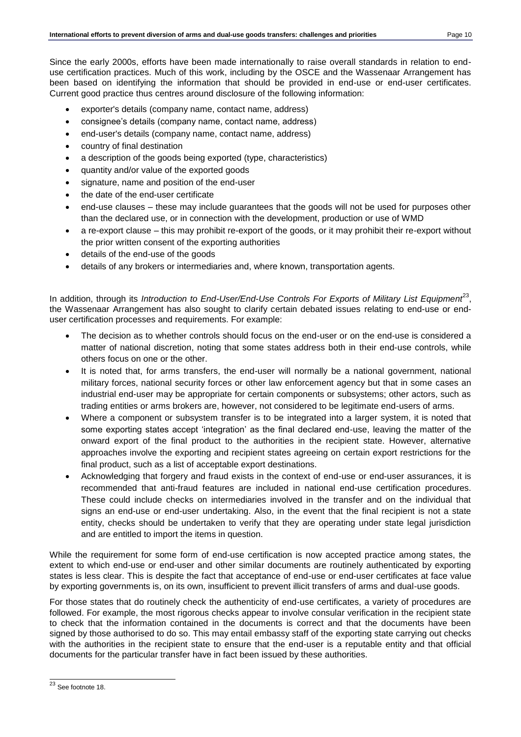Since the early 2000s, efforts have been made internationally to raise overall standards in relation to end-use certification practices. Much of this work, including by the OSCE and the Wassenaar Arrangement has been based on identifying the information that should be provided in end-use or end-user certificates. Current good practice thus centres around disclosure of the following information:

- exporter's details (company name, contact name, address)
- consignee's details (company name, contact name, address)
- end-user's details (company name, contact name, address)
- country of final destination
- a description of the goods being exported (type, characteristics)
- quantity and/or value of the exported goods
- signature, name and position of the end-user
- the date of the end-user certificate
- end-use clauses – these may include guarantees that the goods will not be used for purposes other than the declared use, or in connection with the development, production or use of WMD
- a re-export clause – this may prohibit re-export of the goods, or it may prohibit their re-export without the prior written consent of the exporting authorities
- details of the end-use of the goods
- details of any brokers or intermediaries and, where known, transportation agents.

In addition, through its *Introduction to End-User/End-Use Controls For Exports of Military List Equipment*[23], the Wassenaar Arrangement has also sought to clarify certain debated issues relating to end-use or end-user certification processes and requirements. For example:

- The decision as to whether controls should focus on the end-user or on the end-use is considered a matter of national discretion, noting that some states address both in their end-use controls, while others focus on one or the other.
- It is noted that, for arms transfers, the end-user will normally be a national government, national military forces, national security forces or other law enforcement agency but that in some cases an industrial end-user may be appropriate for certain components or subsystems; other actors, such as trading entities or arms brokers are, however, not considered to be legitimate end-users of arms.
- Where a component or subsystem transfer is to be integrated into a larger system, it is noted that some exporting states accept 'integration' as the final declared end-use, leaving the matter of the onward export of the final product to the authorities in the recipient state. However, alternative approaches involve the exporting and recipient states agreeing on certain export restrictions for the final product, such as a list of acceptable export destinations.
- Acknowledging that forgery and fraud exists in the context of end-use or end-user assurances, it is recommended that anti-fraud features are included in national end-use certification procedures. These could include checks on intermediaries involved in the transfer and on the individual that signs an end-use or end-user undertaking. Also, in the event that the final recipient is not a state entity, checks should be undertaken to verify that they are operating under state legal jurisdiction and are entitled to import the items in question.

While the requirement for some form of end-use certification is now accepted practice among states, the extent to which end-use or end-user and other similar documents are routinely authenticated by exporting states is less clear. This is despite the fact that acceptance of end-use or end-user certificates at face value by exporting governments is, on its own, insufficient to prevent illicit transfers of arms and dual-use goods.

For those states that do routinely check the authenticity of end-use certificates, a variety of procedures are followed. For example, the most rigorous checks appear to involve consular verification in the recipient state to check that the information contained in the documents is correct and that the documents have been signed by those authorised to do so. This may entail embassy staff of the exporting state carrying out checks with the authorities in the recipient state to ensure that the end-user is a reputable entity and that official documents for the particular transfer have in fact been issued by these authorities.

[23] See footnote 18.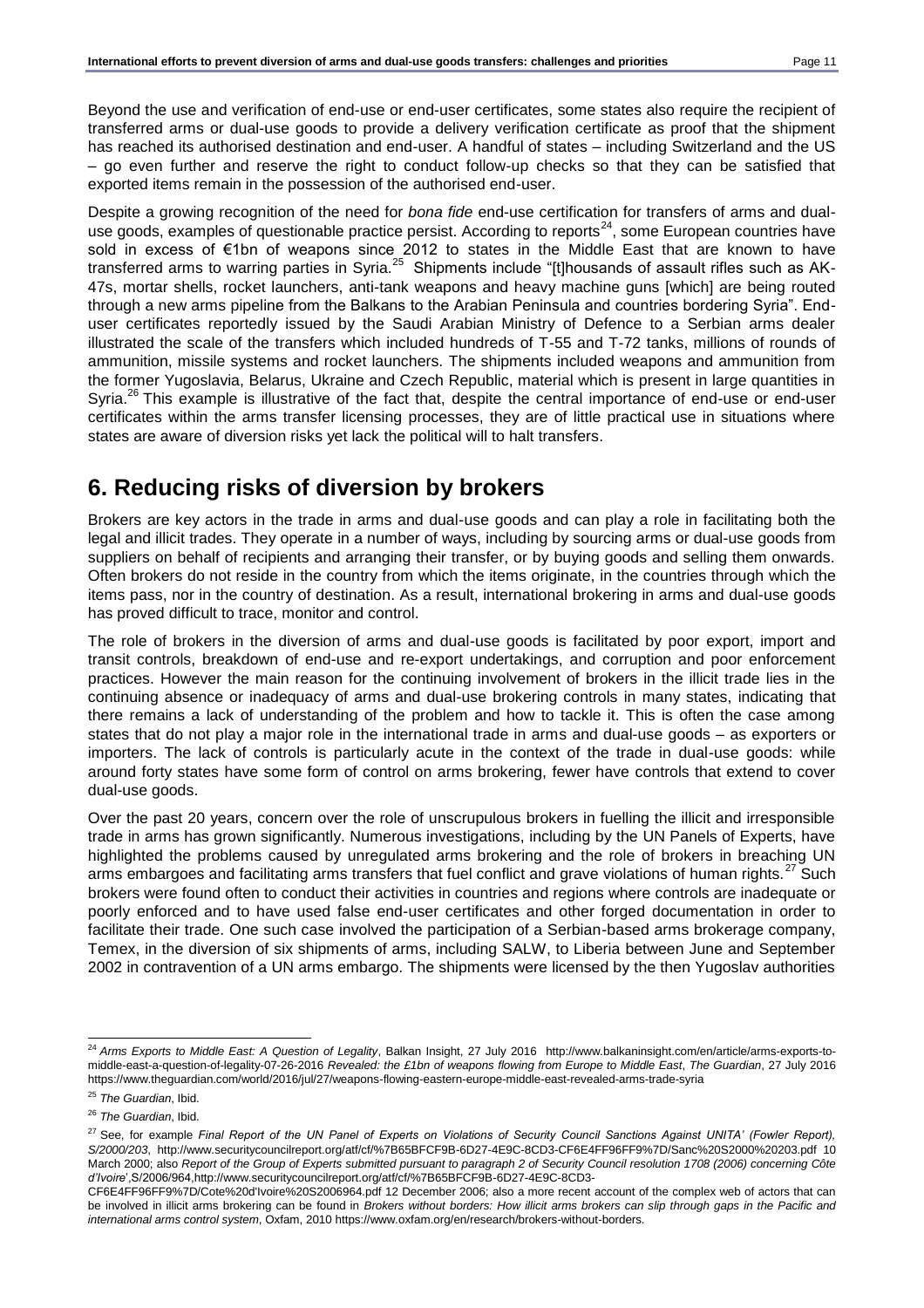Beyond the use and verification of end-use or end-user certificates, some states also require the recipient of transferred arms or dual-use goods to provide a delivery verification certificate as proof that the shipment has reached its authorised destination and end-user. A handful of states – including Switzerland and the US – go even further and reserve the right to conduct follow-up checks so that they can be satisfied that exported items remain in the possession of the authorised end-user.

Despite a growing recognition of the need for *bona fide* end-use certification for transfers of arms and dual-use goods, examples of questionable practice persist. According to reports[24], some European countries have sold in excess of €1bn of weapons since 2012 to states in the Middle East that are known to have transferred arms to warring parties in Syria.[25] Shipments include "[t]housands of assault rifles such as AK-47s, mortar shells, rocket launchers, anti-tank weapons and heavy machine guns [which] are being routed through a new arms pipeline from the Balkans to the Arabian Peninsula and countries bordering Syria". End-user certificates reportedly issued by the Saudi Arabian Ministry of Defence to a Serbian arms dealer illustrated the scale of the transfers which included hundreds of T-55 and T-72 tanks, millions of rounds of ammunition, missile systems and rocket launchers. The shipments included weapons and ammunition from the former Yugoslavia, Belarus, Ukraine and Czech Republic, material which is present in large quantities in Syria.[26] This example is illustrative of the fact that, despite the central importance of end-use or end-user certificates within the arms transfer licensing processes, they are of little practical use in situations where states are aware of diversion risks yet lack the political will to halt transfers.

# 6. Reducing risks of diversion by brokers

Brokers are key actors in the trade in arms and dual-use goods and can play a role in facilitating both the legal and illicit trades. They operate in a number of ways, including by sourcing arms or dual-use goods from suppliers on behalf of recipients and arranging their transfer, or by buying goods and selling them onwards. Often brokers do not reside in the country from which the items originate, in the countries through which the items pass, nor in the country of destination. As a result, international brokering in arms and dual-use goods has proved difficult to trace, monitor and control.

The role of brokers in the diversion of arms and dual-use goods is facilitated by poor export, import and transit controls, breakdown of end-use and re-export undertakings, and corruption and poor enforcement practices. However the main reason for the continuing involvement of brokers in the illicit trade lies in the continuing absence or inadequacy of arms and dual-use brokering controls in many states, indicating that there remains a lack of understanding of the problem and how to tackle it. This is often the case among states that do not play a major role in the international trade in arms and dual-use goods – as exporters or importers. The lack of controls is particularly acute in the context of the trade in dual-use goods: while around forty states have some form of control on arms brokering, fewer have controls that extend to cover dual-use goods.

Over the past 20 years, concern over the role of unscrupulous brokers in fuelling the illicit and irresponsible trade in arms has grown significantly. Numerous investigations, including by the UN Panels of Experts, have highlighted the problems caused by unregulated arms brokering and the role of brokers in breaching UN arms embargoes and facilitating arms transfers that fuel conflict and grave violations of human rights.[27] Such brokers were found often to conduct their activities in countries and regions where controls are inadequate or poorly enforced and to have used false end-user certificates and other forged documentation in order to facilitate their trade. One such case involved the participation of a Serbian-based arms brokerage company, Temex, in the diversion of six shipments of arms, including SALW, to Liberia between June and September 2002 in contravention of a UN arms embargo. The shipments were licensed by the then Yugoslav authorities

---

[24] *Arms Exports to Middle East: A Question of Legality*, Balkan Insight, 27 July 2016 http://www.balkaninsight.com/en/article/arms-exports-to-middle-east-a-question-of-legality-07-26-2016 *Revealed: the £1bn of weapons flowing from Europe to Middle East*, *The Guardian*, 27 July 2016 https://www.theguardian.com/world/2016/jul/27/weapons-flowing-eastern-europe-middle-east-revealed-arms-trade-syria

[25] *The Guardian*, Ibid.

[26] *The Guardian*, Ibid.

[27] See, for example *Final Report of the UN Panel of Experts on Violations of Security Council Sanctions Against UNITA' (Fowler Report), S/2000/203*, http://www.securitycouncilreport.org/atf/cf/%7B65BFCF9B-6D27-4E9C-8CD3-CF6E4FF96FF9%7D/Sanc%20S2000%20203.pdf 10 March 2000; also *Report of the Group of Experts submitted pursuant to paragraph 2 of Security Council resolution 1708 (2006) concerning Côte d'Ivoire*',S/2006/964,http://www.securitycouncilreport.org/atf/cf/%7B65BFCF9B-6D27-4E9C-8CD3-CF6E4FF96FF9%7D/Cote%20d'Ivoire%20S2006964.pdf 12 December 2006; also a more recent account of the complex web of actors that can be involved in illicit arms brokering can be found in *Brokers without borders: How illicit arms brokers can slip through gaps in the Pacific and international arms control system*, Oxfam, 2010 https://www.oxfam.org/en/research/brokers-without-borders.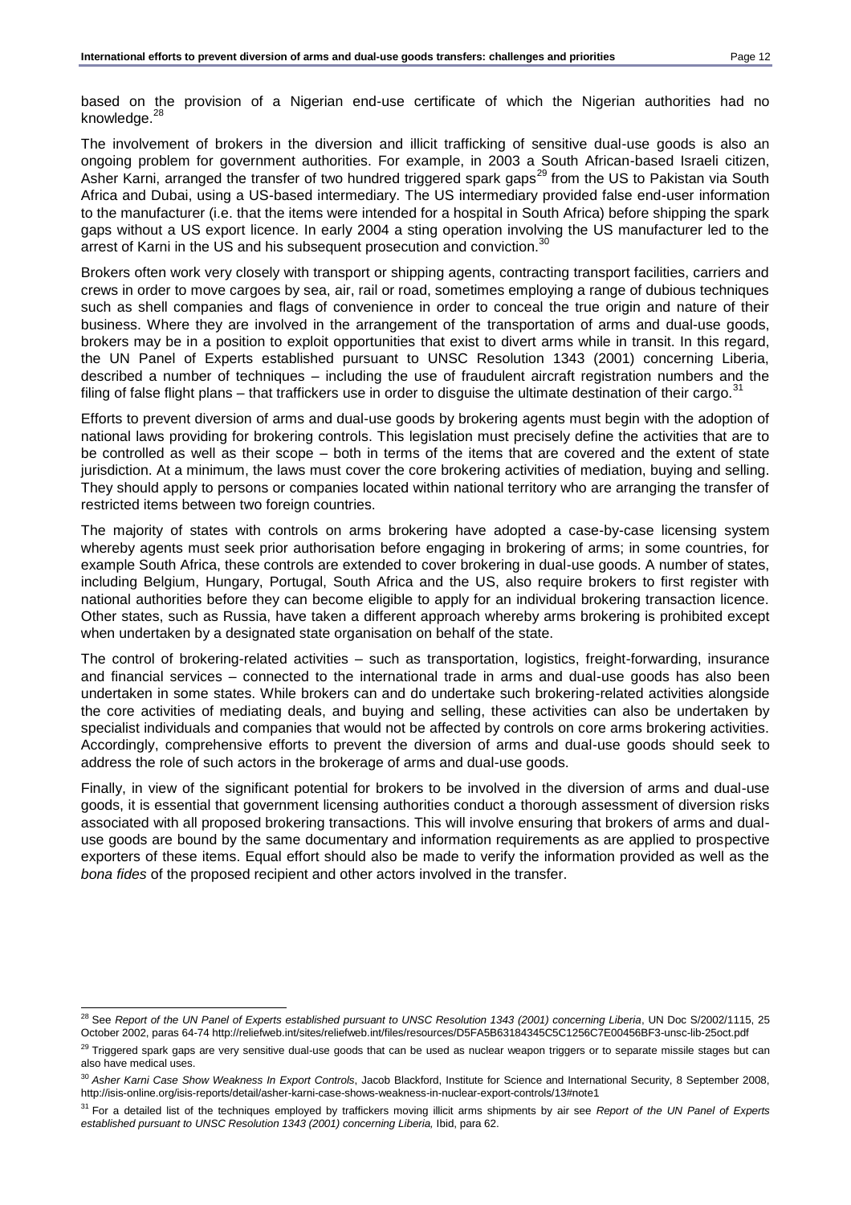based on the provision of a Nigerian end-use certificate of which the Nigerian authorities had no knowledge.[28]

The involvement of brokers in the diversion and illicit trafficking of sensitive dual-use goods is also an ongoing problem for government authorities. For example, in 2003 a South African-based Israeli citizen, Asher Karni, arranged the transfer of two hundred triggered spark gaps[29] from the US to Pakistan via South Africa and Dubai, using a US-based intermediary. The US intermediary provided false end-user information to the manufacturer (i.e. that the items were intended for a hospital in South Africa) before shipping the spark gaps without a US export licence. In early 2004 a sting operation involving the US manufacturer led to the arrest of Karni in the US and his subsequent prosecution and conviction.[30]

Brokers often work very closely with transport or shipping agents, contracting transport facilities, carriers and crews in order to move cargoes by sea, air, rail or road, sometimes employing a range of dubious techniques such as shell companies and flags of convenience in order to conceal the true origin and nature of their business. Where they are involved in the arrangement of the transportation of arms and dual-use goods, brokers may be in a position to exploit opportunities that exist to divert arms while in transit. In this regard, the UN Panel of Experts established pursuant to UNSC Resolution 1343 (2001) concerning Liberia, described a number of techniques – including the use of fraudulent aircraft registration numbers and the filing of false flight plans – that traffickers use in order to disguise the ultimate destination of their cargo.[31]

Efforts to prevent diversion of arms and dual-use goods by brokering agents must begin with the adoption of national laws providing for brokering controls. This legislation must precisely define the activities that are to be controlled as well as their scope – both in terms of the items that are covered and the extent of state jurisdiction. At a minimum, the laws must cover the core brokering activities of mediation, buying and selling. They should apply to persons or companies located within national territory who are arranging the transfer of restricted items between two foreign countries.

The majority of states with controls on arms brokering have adopted a case-by-case licensing system whereby agents must seek prior authorisation before engaging in brokering of arms; in some countries, for example South Africa, these controls are extended to cover brokering in dual-use goods. A number of states, including Belgium, Hungary, Portugal, South Africa and the US, also require brokers to first register with national authorities before they can become eligible to apply for an individual brokering transaction licence. Other states, such as Russia, have taken a different approach whereby arms brokering is prohibited except when undertaken by a designated state organisation on behalf of the state.

The control of brokering-related activities – such as transportation, logistics, freight-forwarding, insurance and financial services – connected to the international trade in arms and dual-use goods has also been undertaken in some states. While brokers can and do undertake such brokering-related activities alongside the core activities of mediating deals, and buying and selling, these activities can also be undertaken by specialist individuals and companies that would not be affected by controls on core arms brokering activities. Accordingly, comprehensive efforts to prevent the diversion of arms and dual-use goods should seek to address the role of such actors in the brokerage of arms and dual-use goods.

Finally, in view of the significant potential for brokers to be involved in the diversion of arms and dual-use goods, it is essential that government licensing authorities conduct a thorough assessment of diversion risks associated with all proposed brokering transactions. This will involve ensuring that brokers of arms and dual-use goods are bound by the same documentary and information requirements as are applied to prospective exporters of these items. Equal effort should also be made to verify the information provided as well as the *bona fides* of the proposed recipient and other actors involved in the transfer.

---

[28] See *Report of the UN Panel of Experts established pursuant to UNSC Resolution 1343 (2001) concerning Liberia*, UN Doc S/2002/1115, 25 October 2002, paras 64-74 http://reliefweb.int/sites/reliefweb.int/files/resources/D5FA5B63184345C5C1256C7E00456BF3-unsc-lib-25oct.pdf

[29] Triggered spark gaps are very sensitive dual-use goods that can be used as nuclear weapon triggers or to separate missile stages but can also have medical uses.

[30] *Asher Karni Case Show Weakness In Export Controls*, Jacob Blackford, Institute for Science and International Security, 8 September 2008, http://isis-online.org/isis-reports/detail/asher-karni-case-shows-weakness-in-nuclear-export-controls/13#note1

[31] For a detailed list of the techniques employed by traffickers moving illicit arms shipments by air see *Report of the UN Panel of Experts established pursuant to UNSC Resolution 1343 (2001) concerning Liberia,* Ibid, para 62.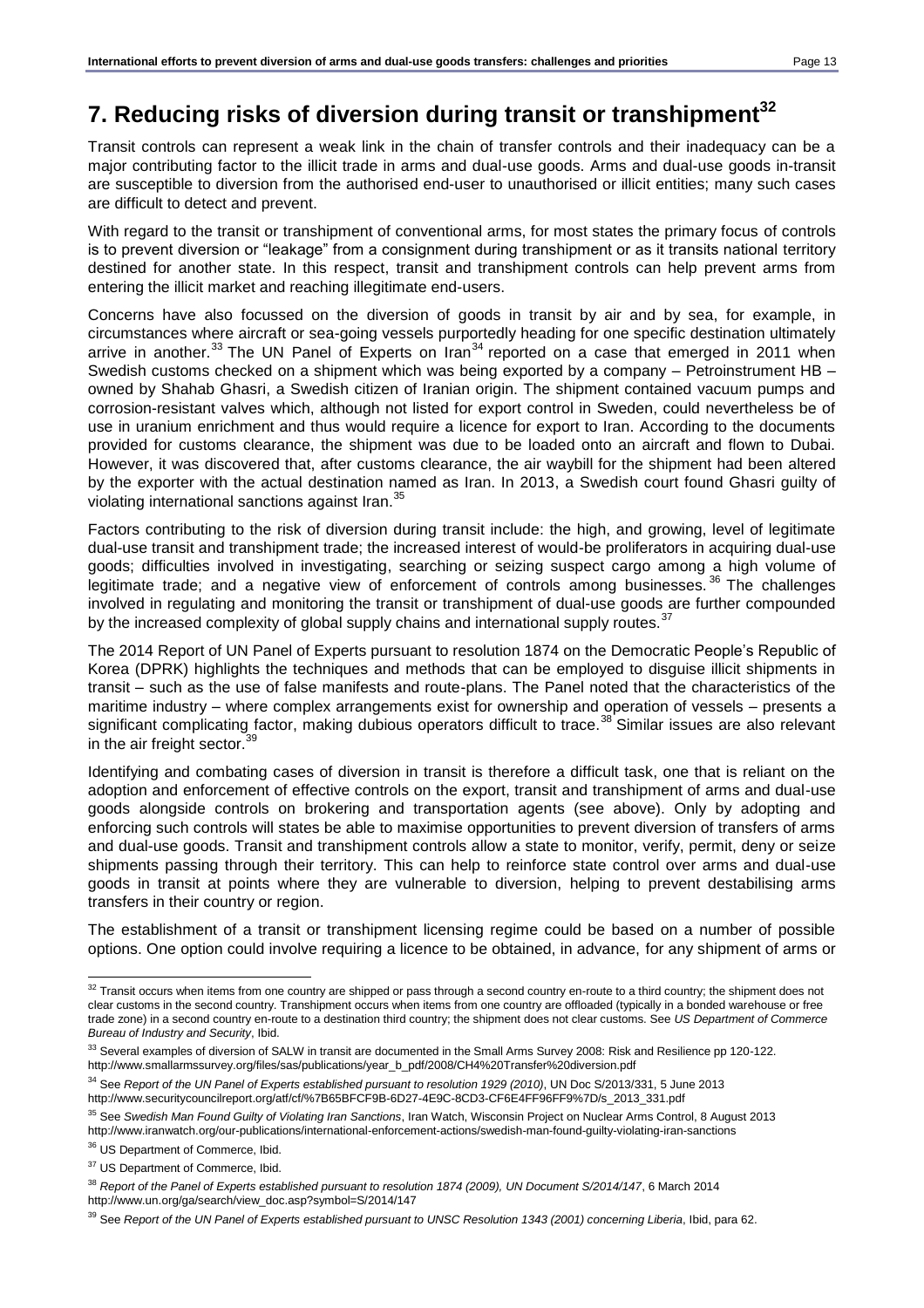# 7. Reducing risks of diversion during transit or transhipment[32]

Transit controls can represent a weak link in the chain of transfer controls and their inadequacy can be a major contributing factor to the illicit trade in arms and dual-use goods. Arms and dual-use goods in-transit are susceptible to diversion from the authorised end-user to unauthorised or illicit entities; many such cases are difficult to detect and prevent.

With regard to the transit or transhipment of conventional arms, for most states the primary focus of controls is to prevent diversion or "leakage" from a consignment during transhipment or as it transits national territory destined for another state. In this respect, transit and transhipment controls can help prevent arms from entering the illicit market and reaching illegitimate end-users.

Concerns have also focussed on the diversion of goods in transit by air and by sea, for example, in circumstances where aircraft or sea-going vessels purportedly heading for one specific destination ultimately arrive in another.[33] The UN Panel of Experts on Iran[34] reported on a case that emerged in 2011 when Swedish customs checked on a shipment which was being exported by a company – Petroinstrument HB – owned by Shahab Ghasri, a Swedish citizen of Iranian origin. The shipment contained vacuum pumps and corrosion-resistant valves which, although not listed for export control in Sweden, could nevertheless be of use in uranium enrichment and thus would require a licence for export to Iran. According to the documents provided for customs clearance, the shipment was due to be loaded onto an aircraft and flown to Dubai. However, it was discovered that, after customs clearance, the air waybill for the shipment had been altered by the exporter with the actual destination named as Iran. In 2013, a Swedish court found Ghasri guilty of violating international sanctions against Iran.[35]

Factors contributing to the risk of diversion during transit include: the high, and growing, level of legitimate dual-use transit and transhipment trade; the increased interest of would-be proliferators in acquiring dual-use goods; difficulties involved in investigating, searching or seizing suspect cargo among a high volume of legitimate trade; and a negative view of enforcement of controls among businesses.[36] The challenges involved in regulating and monitoring the transit or transhipment of dual-use goods are further compounded by the increased complexity of global supply chains and international supply routes.[37]

The 2014 Report of UN Panel of Experts pursuant to resolution 1874 on the Democratic People's Republic of Korea (DPRK) highlights the techniques and methods that can be employed to disguise illicit shipments in transit – such as the use of false manifests and route-plans. The Panel noted that the characteristics of the maritime industry – where complex arrangements exist for ownership and operation of vessels – presents a significant complicating factor, making dubious operators difficult to trace.[38] Similar issues are also relevant in the air freight sector.[39]

Identifying and combating cases of diversion in transit is therefore a difficult task, one that is reliant on the adoption and enforcement of effective controls on the export, transit and transhipment of arms and dual-use goods alongside controls on brokering and transportation agents (see above). Only by adopting and enforcing such controls will states be able to maximise opportunities to prevent diversion of transfers of arms and dual-use goods. Transit and transhipment controls allow a state to monitor, verify, permit, deny or seize shipments passing through their territory. This can help to reinforce state control over arms and dual-use goods in transit at points where they are vulnerable to diversion, helping to prevent destabilising arms transfers in their country or region.

The establishment of a transit or transhipment licensing regime could be based on a number of possible options. One option could involve requiring a licence to be obtained, in advance, for any shipment of arms or

---

[32] Transit occurs when items from one country are shipped or pass through a second country en-route to a third country; the shipment does not clear customs in the second country. Transhipment occurs when items from one country are offloaded (typically in a bonded warehouse or free trade zone) in a second country en-route to a destination third country; the shipment does not clear customs. See *US Department of Commerce Bureau of Industry and Security*, Ibid.

[33] Several examples of diversion of SALW in transit are documented in the Small Arms Survey 2008: Risk and Resilience pp 120-122. http://www.smallarmssurvey.org/files/sas/publications/year_b_pdf/2008/CH4%20Transfer%20diversion.pdf

[34] See *Report of the UN Panel of Experts established pursuant to resolution 1929 (2010)*, UN Doc S/2013/331, 5 June 2013 http://www.securitycouncilreport.org/atf/cf/%7B65BFCF9B-6D27-4E9C-8CD3-CF6E4FF96FF9%7D/s_2013_331.pdf

[35] See *Swedish Man Found Guilty of Violating Iran Sanctions*, Iran Watch, Wisconsin Project on Nuclear Arms Control, 8 August 2013 http://www.iranwatch.org/our-publications/international-enforcement-actions/swedish-man-found-guilty-violating-iran-sanctions

[36] US Department of Commerce, Ibid.

[37] US Department of Commerce, Ibid.

[38] *Report of the Panel of Experts established pursuant to resolution 1874 (2009), UN Document S/2014/147*, 6 March 2014 http://www.un.org/ga/search/view_doc.asp?symbol=S/2014/147

[39] See *Report of the UN Panel of Experts established pursuant to UNSC Resolution 1343 (2001) concerning Liberia*, Ibid, para 62.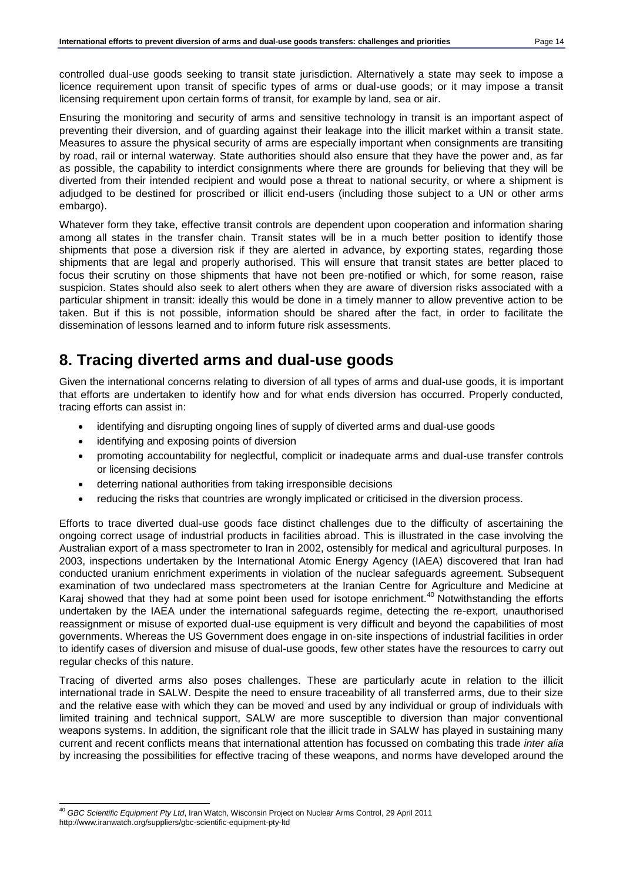controlled dual-use goods seeking to transit state jurisdiction. Alternatively a state may seek to impose a licence requirement upon transit of specific types of arms or dual-use goods; or it may impose a transit licensing requirement upon certain forms of transit, for example by land, sea or air.

Ensuring the monitoring and security of arms and sensitive technology in transit is an important aspect of preventing their diversion, and of guarding against their leakage into the illicit market within a transit state. Measures to assure the physical security of arms are especially important when consignments are transiting by road, rail or internal waterway. State authorities should also ensure that they have the power and, as far as possible, the capability to interdict consignments where there are grounds for believing that they will be diverted from their intended recipient and would pose a threat to national security, or where a shipment is adjudged to be destined for proscribed or illicit end-users (including those subject to a UN or other arms embargo).

Whatever form they take, effective transit controls are dependent upon cooperation and information sharing among all states in the transfer chain. Transit states will be in a much better position to identify those shipments that pose a diversion risk if they are alerted in advance, by exporting states, regarding those shipments that are legal and properly authorised. This will ensure that transit states are better placed to focus their scrutiny on those shipments that have not been pre-notified or which, for some reason, raise suspicion. States should also seek to alert others when they are aware of diversion risks associated with a particular shipment in transit: ideally this would be done in a timely manner to allow preventive action to be taken. But if this is not possible, information should be shared after the fact, in order to facilitate the dissemination of lessons learned and to inform future risk assessments.

# 8. Tracing diverted arms and dual-use goods

Given the international concerns relating to diversion of all types of arms and dual-use goods, it is important that efforts are undertaken to identify how and for what ends diversion has occurred. Properly conducted, tracing efforts can assist in:

- identifying and disrupting ongoing lines of supply of diverted arms and dual-use goods
- identifying and exposing points of diversion
- promoting accountability for neglectful, complicit or inadequate arms and dual-use transfer controls or licensing decisions
- deterring national authorities from taking irresponsible decisions
- reducing the risks that countries are wrongly implicated or criticised in the diversion process.

Efforts to trace diverted dual-use goods face distinct challenges due to the difficulty of ascertaining the ongoing correct usage of industrial products in facilities abroad. This is illustrated in the case involving the Australian export of a mass spectrometer to Iran in 2002, ostensibly for medical and agricultural purposes. In 2003, inspections undertaken by the International Atomic Energy Agency (IAEA) discovered that Iran had conducted uranium enrichment experiments in violation of the nuclear safeguards agreement. Subsequent examination of two undeclared mass spectrometers at the Iranian Centre for Agriculture and Medicine at Karaj showed that they had at some point been used for isotope enrichment.[40] Notwithstanding the efforts undertaken by the IAEA under the international safeguards regime, detecting the re-export, unauthorised reassignment or misuse of exported dual-use equipment is very difficult and beyond the capabilities of most governments. Whereas the US Government does engage in on-site inspections of industrial facilities in order to identify cases of diversion and misuse of dual-use goods, few other states have the resources to carry out regular checks of this nature.

Tracing of diverted arms also poses challenges. These are particularly acute in relation to the illicit international trade in SALW. Despite the need to ensure traceability of all transferred arms, due to their size and the relative ease with which they can be moved and used by any individual or group of individuals with limited training and technical support, SALW are more susceptible to diversion than major conventional weapons systems. In addition, the significant role that the illicit trade in SALW has played in sustaining many current and recent conflicts means that international attention has focussed on combating this trade *inter alia* by increasing the possibilities for effective tracing of these weapons, and norms have developed around the

[40] *GBC Scientific Equipment Pty Ltd*, Iran Watch, Wisconsin Project on Nuclear Arms Control, 29 April 2011 http://www.iranwatch.org/suppliers/gbc-scientific-equipment-pty-ltd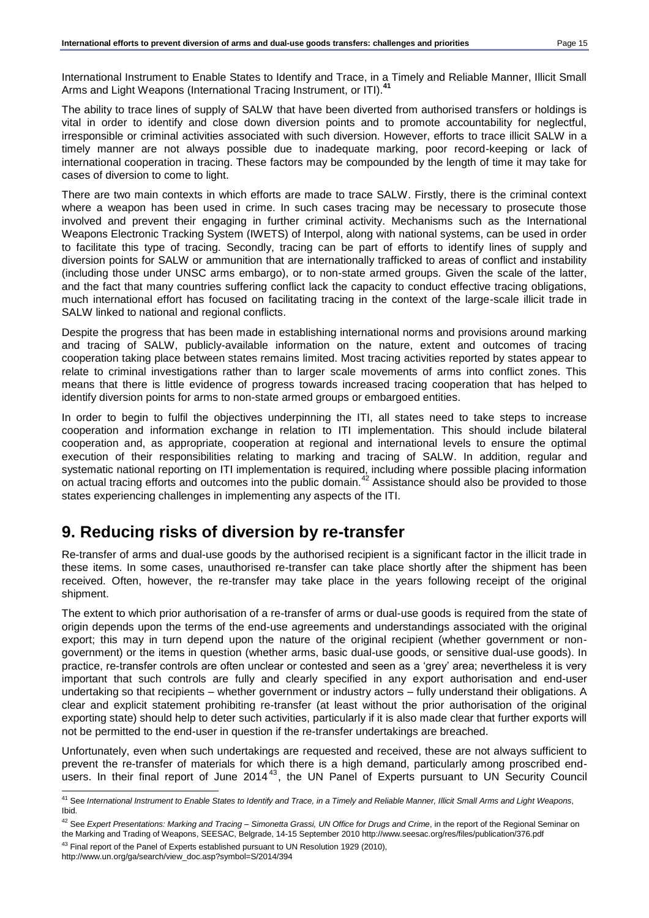International Instrument to Enable States to Identify and Trace, in a Timely and Reliable Manner, Illicit Small Arms and Light Weapons (International Tracing Instrument, or ITI).[41]

The ability to trace lines of supply of SALW that have been diverted from authorised transfers or holdings is vital in order to identify and close down diversion points and to promote accountability for neglectful, irresponsible or criminal activities associated with such diversion. However, efforts to trace illicit SALW in a timely manner are not always possible due to inadequate marking, poor record-keeping or lack of international cooperation in tracing. These factors may be compounded by the length of time it may take for cases of diversion to come to light.

There are two main contexts in which efforts are made to trace SALW. Firstly, there is the criminal context where a weapon has been used in crime. In such cases tracing may be necessary to prosecute those involved and prevent their engaging in further criminal activity. Mechanisms such as the International Weapons Electronic Tracking System (IWETS) of Interpol, along with national systems, can be used in order to facilitate this type of tracing. Secondly, tracing can be part of efforts to identify lines of supply and diversion points for SALW or ammunition that are internationally trafficked to areas of conflict and instability (including those under UNSC arms embargo), or to non-state armed groups. Given the scale of the latter, and the fact that many countries suffering conflict lack the capacity to conduct effective tracing obligations, much international effort has focused on facilitating tracing in the context of the large-scale illicit trade in SALW linked to national and regional conflicts.

Despite the progress that has been made in establishing international norms and provisions around marking and tracing of SALW, publicly-available information on the nature, extent and outcomes of tracing cooperation taking place between states remains limited. Most tracing activities reported by states appear to relate to criminal investigations rather than to larger scale movements of arms into conflict zones. This means that there is little evidence of progress towards increased tracing cooperation that has helped to identify diversion points for arms to non-state armed groups or embargoed entities.

In order to begin to fulfil the objectives underpinning the ITI, all states need to take steps to increase cooperation and information exchange in relation to ITI implementation. This should include bilateral cooperation and, as appropriate, cooperation at regional and international levels to ensure the optimal execution of their responsibilities relating to marking and tracing of SALW. In addition, regular and systematic national reporting on ITI implementation is required, including where possible placing information on actual tracing efforts and outcomes into the public domain.[42] Assistance should also be provided to those states experiencing challenges in implementing any aspects of the ITI.

# 9. Reducing risks of diversion by re-transfer

Re-transfer of arms and dual-use goods by the authorised recipient is a significant factor in the illicit trade in these items. In some cases, unauthorised re-transfer can take place shortly after the shipment has been received. Often, however, the re-transfer may take place in the years following receipt of the original shipment.

The extent to which prior authorisation of a re-transfer of arms or dual-use goods is required from the state of origin depends upon the terms of the end-use agreements and understandings associated with the original export; this may in turn depend upon the nature of the original recipient (whether government or non-government) or the items in question (whether arms, basic dual-use goods, or sensitive dual-use goods). In practice, re-transfer controls are often unclear or contested and seen as a 'grey' area; nevertheless it is very important that such controls are fully and clearly specified in any export authorisation and end-user undertaking so that recipients – whether government or industry actors – fully understand their obligations. A clear and explicit statement prohibiting re-transfer (at least without the prior authorisation of the original exporting state) should help to deter such activities, particularly if it is also made clear that further exports will not be permitted to the end-user in question if the re-transfer undertakings are breached.

Unfortunately, even when such undertakings are requested and received, these are not always sufficient to prevent the re-transfer of materials for which there is a high demand, particularly among proscribed end-users. In their final report of June 2014[43], the UN Panel of Experts pursuant to UN Security Council

---

[41] See *International Instrument to Enable States to Identify and Trace, in a Timely and Reliable Manner, Illicit Small Arms and Light Weapons*, Ibid.

[42] See *Expert Presentations: Marking and Tracing – Simonetta Grassi, UN Office for Drugs and Crime*, in the report of the Regional Seminar on the Marking and Trading of Weapons, SEESAC, Belgrade, 14-15 September 2010 http://www.seesac.org/res/files/publication/376.pdf

[43] Final report of the Panel of Experts established pursuant to UN Resolution 1929 (2010), http://www.un.org/ga/search/view_doc.asp?symbol=S/2014/394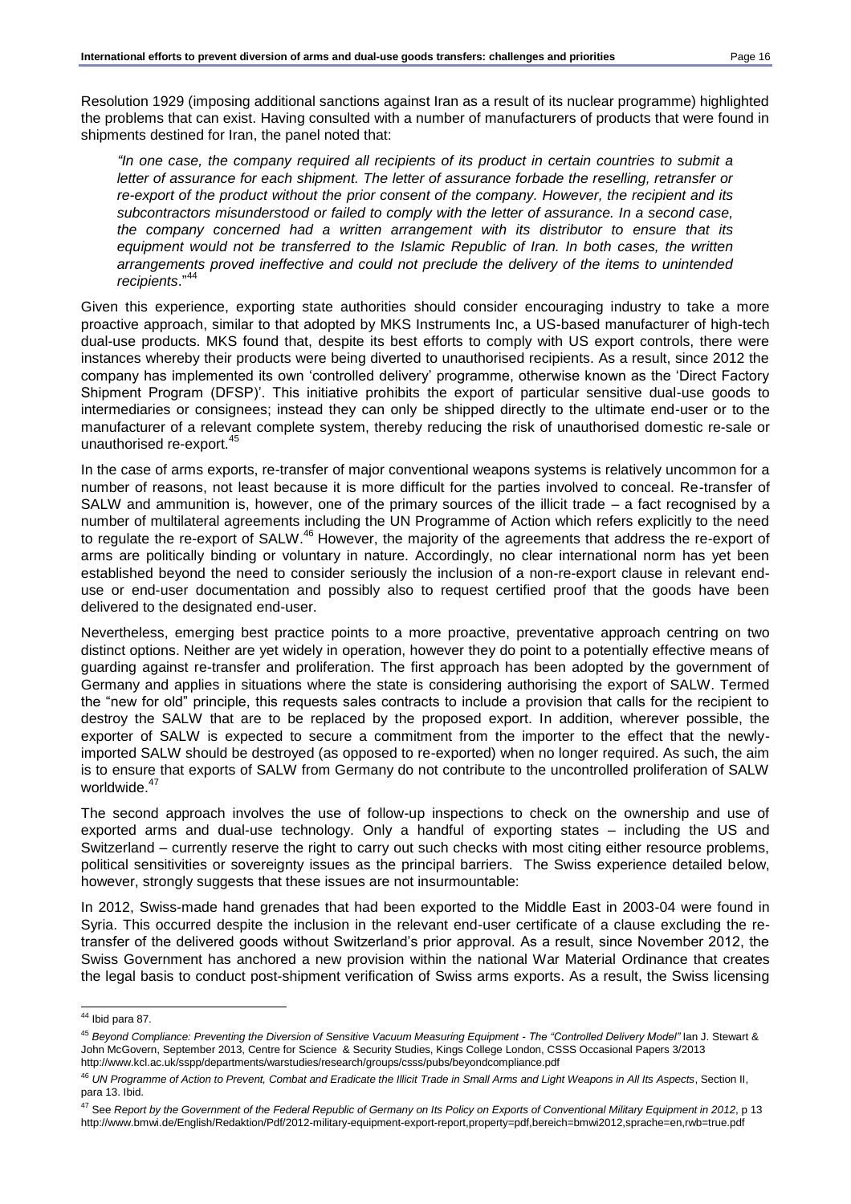Resolution 1929 (imposing additional sanctions against Iran as a result of its nuclear programme) highlighted the problems that can exist. Having consulted with a number of manufacturers of products that were found in shipments destined for Iran, the panel noted that:

*"In one case, the company required all recipients of its product in certain countries to submit a letter of assurance for each shipment. The letter of assurance forbade the reselling, retransfer or re-export of the product without the prior consent of the company. However, the recipient and its subcontractors misunderstood or failed to comply with the letter of assurance. In a second case, the company concerned had a written arrangement with its distributor to ensure that its equipment would not be transferred to the Islamic Republic of Iran. In both cases, the written arrangements proved ineffective and could not preclude the delivery of the items to unintended recipients*."[44]

Given this experience, exporting state authorities should consider encouraging industry to take a more proactive approach, similar to that adopted by MKS Instruments Inc, a US-based manufacturer of high-tech dual-use products. MKS found that, despite its best efforts to comply with US export controls, there were instances whereby their products were being diverted to unauthorised recipients. As a result, since 2012 the company has implemented its own 'controlled delivery' programme, otherwise known as the 'Direct Factory Shipment Program (DFSP)'. This initiative prohibits the export of particular sensitive dual-use goods to intermediaries or consignees; instead they can only be shipped directly to the ultimate end-user or to the manufacturer of a relevant complete system, thereby reducing the risk of unauthorised domestic re-sale or unauthorised re-export.[45]

In the case of arms exports, re-transfer of major conventional weapons systems is relatively uncommon for a number of reasons, not least because it is more difficult for the parties involved to conceal. Re-transfer of SALW and ammunition is, however, one of the primary sources of the illicit trade – a fact recognised by a number of multilateral agreements including the UN Programme of Action which refers explicitly to the need to regulate the re-export of SALW.[46] However, the majority of the agreements that address the re-export of arms are politically binding or voluntary in nature. Accordingly, no clear international norm has yet been established beyond the need to consider seriously the inclusion of a non-re-export clause in relevant end-use or end-user documentation and possibly also to request certified proof that the goods have been delivered to the designated end-user.

Nevertheless, emerging best practice points to a more proactive, preventative approach centring on two distinct options. Neither are yet widely in operation, however they do point to a potentially effective means of guarding against re-transfer and proliferation. The first approach has been adopted by the government of Germany and applies in situations where the state is considering authorising the export of SALW. Termed the "new for old" principle, this requests sales contracts to include a provision that calls for the recipient to destroy the SALW that are to be replaced by the proposed export. In addition, wherever possible, the exporter of SALW is expected to secure a commitment from the importer to the effect that the newly-imported SALW should be destroyed (as opposed to re-exported) when no longer required. As such, the aim is to ensure that exports of SALW from Germany do not contribute to the uncontrolled proliferation of SALW worldwide.[47]

The second approach involves the use of follow-up inspections to check on the ownership and use of exported arms and dual-use technology. Only a handful of exporting states – including the US and Switzerland – currently reserve the right to carry out such checks with most citing either resource problems, political sensitivities or sovereignty issues as the principal barriers. The Swiss experience detailed below, however, strongly suggests that these issues are not insurmountable:

In 2012, Swiss-made hand grenades that had been exported to the Middle East in 2003-04 were found in Syria. This occurred despite the inclusion in the relevant end-user certificate of a clause excluding the re-transfer of the delivered goods without Switzerland's prior approval. As a result, since November 2012, the Swiss Government has anchored a new provision within the national War Material Ordinance that creates the legal basis to conduct post-shipment verification of Swiss arms exports. As a result, the Swiss licensing

---

[44] Ibid para 87.

[45] *Beyond Compliance: Preventing the Diversion of Sensitive Vacuum Measuring Equipment - The "Controlled Delivery Model"* Ian J. Stewart & John McGovern, September 2013, Centre for Science & Security Studies, Kings College London, CSSS Occasional Papers 3/2013 http://www.kcl.ac.uk/sspp/departments/warstudies/research/groups/csss/pubs/beyondcompliance.pdf

[46] *UN Programme of Action to Prevent, Combat and Eradicate the Illicit Trade in Small Arms and Light Weapons in All Its Aspects*, Section II, para 13. Ibid.

[47] See *Report by the Government of the Federal Republic of Germany on Its Policy on Exports of Conventional Military Equipment in 2012*, p 13 http://www.bmwi.de/English/Redaktion/Pdf/2012-military-equipment-export-report,property=pdf,bereich=bmwi2012,sprache=en,rwb=true.pdf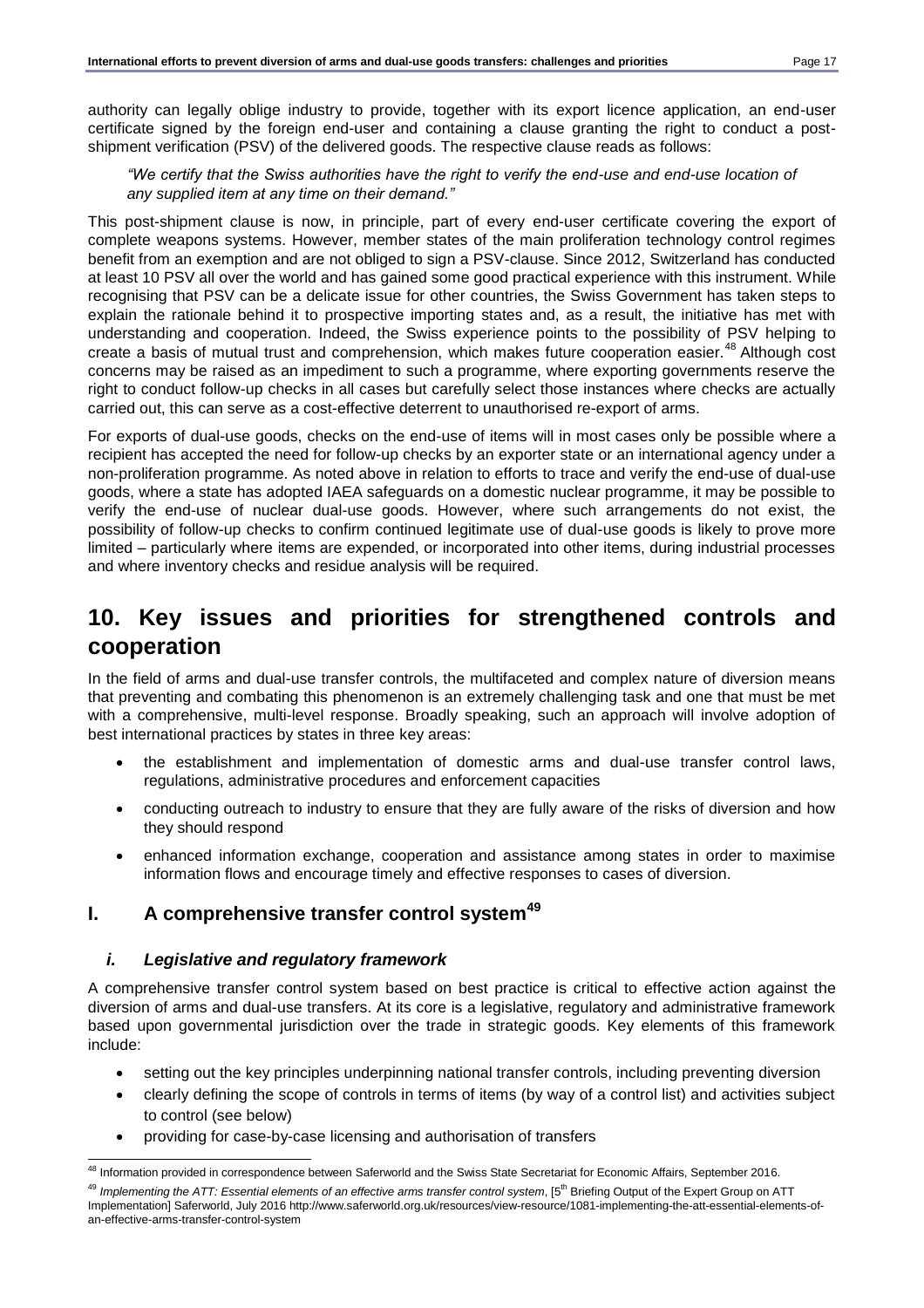authority can legally oblige industry to provide, together with its export licence application, an end-user certificate signed by the foreign end-user and containing a clause granting the right to conduct a post-shipment verification (PSV) of the delivered goods. The respective clause reads as follows:

> *"We certify that the Swiss authorities have the right to verify the end-use and end-use location of any supplied item at any time on their demand."*

This post-shipment clause is now, in principle, part of every end-user certificate covering the export of complete weapons systems. However, member states of the main proliferation technology control regimes benefit from an exemption and are not obliged to sign a PSV-clause. Since 2012, Switzerland has conducted at least 10 PSV all over the world and has gained some good practical experience with this instrument. While recognising that PSV can be a delicate issue for other countries, the Swiss Government has taken steps to explain the rationale behind it to prospective importing states and, as a result, the initiative has met with understanding and cooperation. Indeed, the Swiss experience points to the possibility of PSV helping to create a basis of mutual trust and comprehension, which makes future cooperation easier.[48] Although cost concerns may be raised as an impediment to such a programme, where exporting governments reserve the right to conduct follow-up checks in all cases but carefully select those instances where checks are actually carried out, this can serve as a cost-effective deterrent to unauthorised re-export of arms.

For exports of dual-use goods, checks on the end-use of items will in most cases only be possible where a recipient has accepted the need for follow-up checks by an exporter state or an international agency under a non-proliferation programme. As noted above in relation to efforts to trace and verify the end-use of dual-use goods, where a state has adopted IAEA safeguards on a domestic nuclear programme, it may be possible to verify the end-use of nuclear dual-use goods. However, where such arrangements do not exist, the possibility of follow-up checks to confirm continued legitimate use of dual-use goods is likely to prove more limited – particularly where items are expended, or incorporated into other items, during industrial processes and where inventory checks and residue analysis will be required.

# 10. Key issues and priorities for strengthened controls and cooperation

In the field of arms and dual-use transfer controls, the multifaceted and complex nature of diversion means that preventing and combating this phenomenon is an extremely challenging task and one that must be met with a comprehensive, multi-level response. Broadly speaking, such an approach will involve adoption of best international practices by states in three key areas:

- the establishment and implementation of domestic arms and dual-use transfer control laws, regulations, administrative procedures and enforcement capacities
- conducting outreach to industry to ensure that they are fully aware of the risks of diversion and how they should respond
- enhanced information exchange, cooperation and assistance among states in order to maximise information flows and encourage timely and effective responses to cases of diversion.

## I. A comprehensive transfer control system[49]

### *i. Legislative and regulatory framework*

A comprehensive transfer control system based on best practice is critical to effective action against the diversion of arms and dual-use transfers. At its core is a legislative, regulatory and administrative framework based upon governmental jurisdiction over the trade in strategic goods. Key elements of this framework include:

- setting out the key principles underpinning national transfer controls, including preventing diversion
- clearly defining the scope of controls in terms of items (by way of a control list) and activities subject to control (see below)
- providing for case-by-case licensing and authorisation of transfers

---

[48] Information provided in correspondence between Saferworld and the Swiss State Secretariat for Economic Affairs, September 2016.

[49] *Implementing the ATT: Essential elements of an effective arms transfer control system*, [5th Briefing Output of the Expert Group on ATT Implementation] Saferworld, July 2016 http://www.saferworld.org.uk/resources/view-resource/1081-implementing-the-att-essential-elements-of-an-effective-arms-transfer-control-system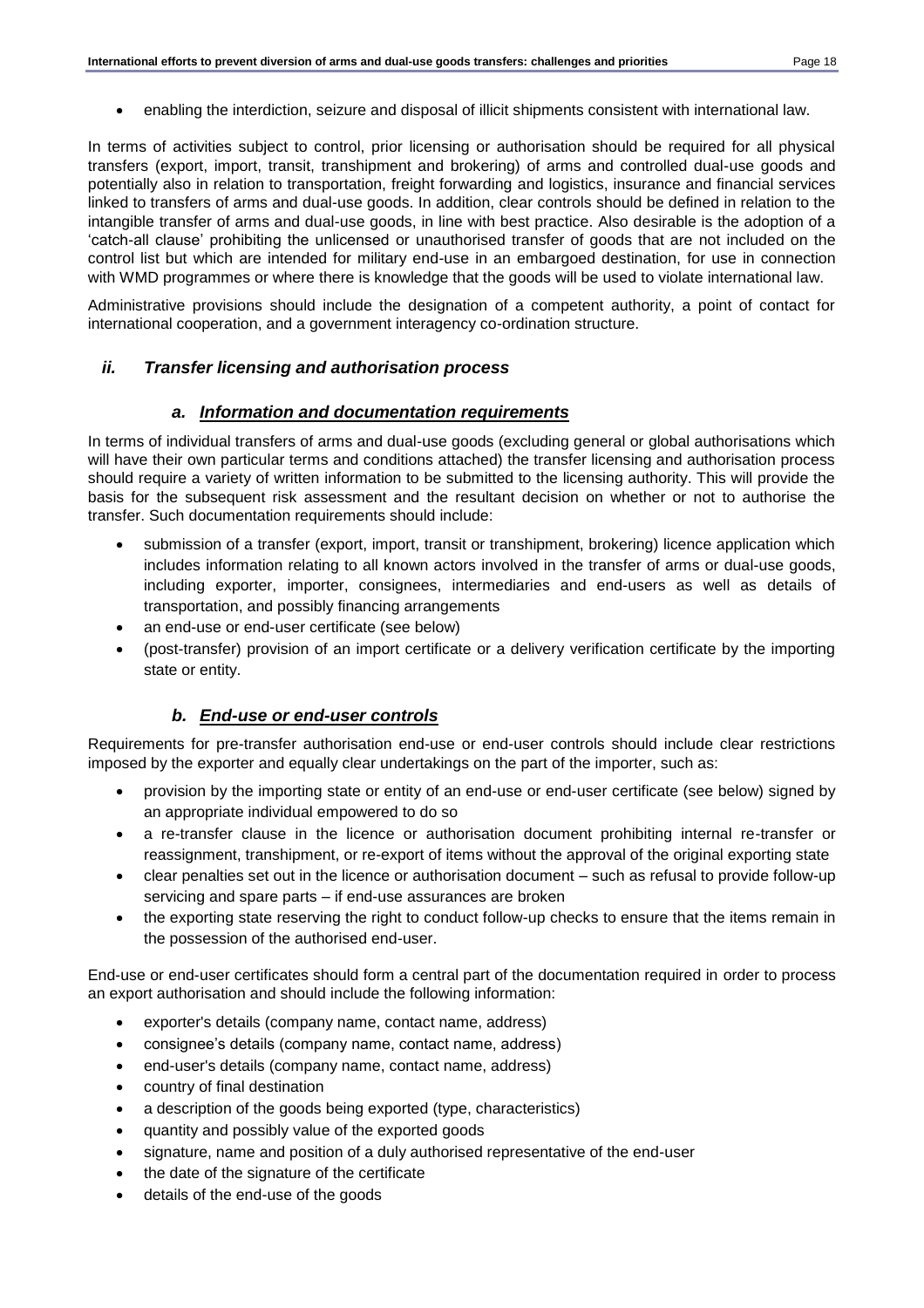- enabling the interdiction, seizure and disposal of illicit shipments consistent with international law.

In terms of activities subject to control, prior licensing or authorisation should be required for all physical transfers (export, import, transit, transhipment and brokering) of arms and controlled dual-use goods and potentially also in relation to transportation, freight forwarding and logistics, insurance and financial services linked to transfers of arms and dual-use goods. In addition, clear controls should be defined in relation to the intangible transfer of arms and dual-use goods, in line with best practice. Also desirable is the adoption of a 'catch-all clause' prohibiting the unlicensed or unauthorised transfer of goods that are not included on the control list but which are intended for military end-use in an embargoed destination, for use in connection with WMD programmes or where there is knowledge that the goods will be used to violate international law.

Administrative provisions should include the designation of a competent authority, a point of contact for international cooperation, and a government interagency co-ordination structure.

### *ii. Transfer licensing and authorisation process*

#### *a. Information and documentation requirements*

In terms of individual transfers of arms and dual-use goods (excluding general or global authorisations which will have their own particular terms and conditions attached) the transfer licensing and authorisation process should require a variety of written information to be submitted to the licensing authority. This will provide the basis for the subsequent risk assessment and the resultant decision on whether or not to authorise the transfer. Such documentation requirements should include:

- submission of a transfer (export, import, transit or transhipment, brokering) licence application which includes information relating to all known actors involved in the transfer of arms or dual-use goods, including exporter, importer, consignees, intermediaries and end-users as well as details of transportation, and possibly financing arrangements
- an end-use or end-user certificate (see below)
- (post-transfer) provision of an import certificate or a delivery verification certificate by the importing state or entity.

#### *b. End-use or end-user controls*

Requirements for pre-transfer authorisation end-use or end-user controls should include clear restrictions imposed by the exporter and equally clear undertakings on the part of the importer, such as:

- provision by the importing state or entity of an end-use or end-user certificate (see below) signed by an appropriate individual empowered to do so
- a re-transfer clause in the licence or authorisation document prohibiting internal re-transfer or reassignment, transhipment, or re-export of items without the approval of the original exporting state
- clear penalties set out in the licence or authorisation document – such as refusal to provide follow-up servicing and spare parts – if end-use assurances are broken
- the exporting state reserving the right to conduct follow-up checks to ensure that the items remain in the possession of the authorised end-user.

End-use or end-user certificates should form a central part of the documentation required in order to process an export authorisation and should include the following information:

- exporter's details (company name, contact name, address)
- consignee's details (company name, contact name, address)
- end-user's details (company name, contact name, address)
- country of final destination
- a description of the goods being exported (type, characteristics)
- quantity and possibly value of the exported goods
- signature, name and position of a duly authorised representative of the end-user
- the date of the signature of the certificate
- details of the end-use of the goods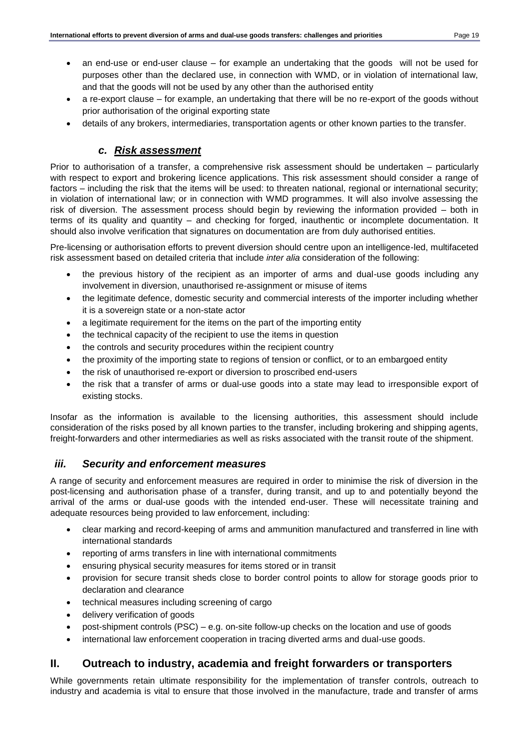- an end-use or end-user clause – for example an undertaking that the goods will not be used for purposes other than the declared use, in connection with WMD, or in violation of international law, and that the goods will not be used by any other than the authorised entity
- a re-export clause – for example, an undertaking that there will be no re-export of the goods without prior authorisation of the original exporting state
- details of any brokers, intermediaries, transportation agents or other known parties to the transfer.

### *c. Risk assessment*

Prior to authorisation of a transfer, a comprehensive risk assessment should be undertaken – particularly with respect to export and brokering licence applications. This risk assessment should consider a range of factors – including the risk that the items will be used: to threaten national, regional or international security; in violation of international law; or in connection with WMD programmes. It will also involve assessing the risk of diversion. The assessment process should begin by reviewing the information provided – both in terms of its quality and quantity – and checking for forged, inauthentic or incomplete documentation. It should also involve verification that signatures on documentation are from duly authorised entities.

Pre-licensing or authorisation efforts to prevent diversion should centre upon an intelligence-led, multifaceted risk assessment based on detailed criteria that include *inter alia* consideration of the following:

- the previous history of the recipient as an importer of arms and dual-use goods including any involvement in diversion, unauthorised re-assignment or misuse of items
- the legitimate defence, domestic security and commercial interests of the importer including whether it is a sovereign state or a non-state actor
- a legitimate requirement for the items on the part of the importing entity
- the technical capacity of the recipient to use the items in question
- the controls and security procedures within the recipient country
- the proximity of the importing state to regions of tension or conflict, or to an embargoed entity
- the risk of unauthorised re-export or diversion to proscribed end-users
- the risk that a transfer of arms or dual-use goods into a state may lead to irresponsible export of existing stocks.

Insofar as the information is available to the licensing authorities, this assessment should include consideration of the risks posed by all known parties to the transfer, including brokering and shipping agents, freight-forwarders and other intermediaries as well as risks associated with the transit route of the shipment.

## *iii. Security and enforcement measures*

A range of security and enforcement measures are required in order to minimise the risk of diversion in the post-licensing and authorisation phase of a transfer, during transit, and up to and potentially beyond the arrival of the arms or dual-use goods with the intended end-user. These will necessitate training and adequate resources being provided to law enforcement, including:

- clear marking and record-keeping of arms and ammunition manufactured and transferred in line with international standards
- reporting of arms transfers in line with international commitments
- ensuring physical security measures for items stored or in transit
- provision for secure transit sheds close to border control points to allow for storage goods prior to declaration and clearance
- technical measures including screening of cargo
- delivery verification of goods
- post-shipment controls (PSC) – e.g. on-site follow-up checks on the location and use of goods
- international law enforcement cooperation in tracing diverted arms and dual-use goods.

## II. Outreach to industry, academia and freight forwarders or transporters

While governments retain ultimate responsibility for the implementation of transfer controls, outreach to industry and academia is vital to ensure that those involved in the manufacture, trade and transfer of arms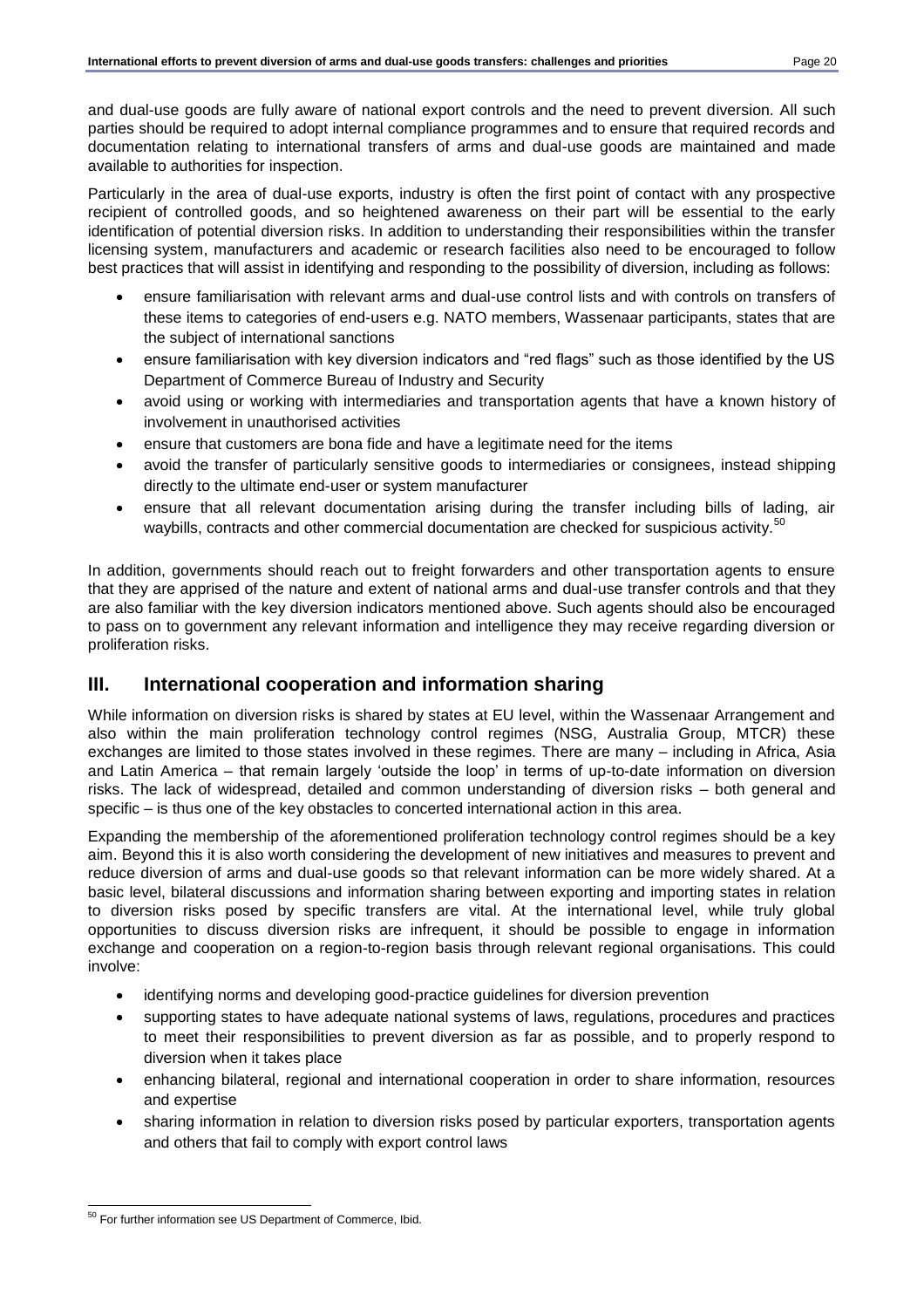and dual-use goods are fully aware of national export controls and the need to prevent diversion. All such parties should be required to adopt internal compliance programmes and to ensure that required records and documentation relating to international transfers of arms and dual-use goods are maintained and made available to authorities for inspection.

Particularly in the area of dual-use exports, industry is often the first point of contact with any prospective recipient of controlled goods, and so heightened awareness on their part will be essential to the early identification of potential diversion risks. In addition to understanding their responsibilities within the transfer licensing system, manufacturers and academic or research facilities also need to be encouraged to follow best practices that will assist in identifying and responding to the possibility of diversion, including as follows:

- ensure familiarisation with relevant arms and dual-use control lists and with controls on transfers of these items to categories of end-users e.g. NATO members, Wassenaar participants, states that are the subject of international sanctions
- ensure familiarisation with key diversion indicators and "red flags" such as those identified by the US Department of Commerce Bureau of Industry and Security
- avoid using or working with intermediaries and transportation agents that have a known history of involvement in unauthorised activities
- ensure that customers are bona fide and have a legitimate need for the items
- avoid the transfer of particularly sensitive goods to intermediaries or consignees, instead shipping directly to the ultimate end-user or system manufacturer
- ensure that all relevant documentation arising during the transfer including bills of lading, air waybills, contracts and other commercial documentation are checked for suspicious activity.[50]

In addition, governments should reach out to freight forwarders and other transportation agents to ensure that they are apprised of the nature and extent of national arms and dual-use transfer controls and that they are also familiar with the key diversion indicators mentioned above. Such agents should also be encouraged to pass on to government any relevant information and intelligence they may receive regarding diversion or proliferation risks.

## III. International cooperation and information sharing

While information on diversion risks is shared by states at EU level, within the Wassenaar Arrangement and also within the main proliferation technology control regimes (NSG, Australia Group, MTCR) these exchanges are limited to those states involved in these regimes. There are many – including in Africa, Asia and Latin America – that remain largely 'outside the loop' in terms of up-to-date information on diversion risks. The lack of widespread, detailed and common understanding of diversion risks – both general and specific – is thus one of the key obstacles to concerted international action in this area.

Expanding the membership of the aforementioned proliferation technology control regimes should be a key aim. Beyond this it is also worth considering the development of new initiatives and measures to prevent and reduce diversion of arms and dual-use goods so that relevant information can be more widely shared. At a basic level, bilateral discussions and information sharing between exporting and importing states in relation to diversion risks posed by specific transfers are vital. At the international level, while truly global opportunities to discuss diversion risks are infrequent, it should be possible to engage in information exchange and cooperation on a region-to-region basis through relevant regional organisations. This could involve:

- identifying norms and developing good-practice guidelines for diversion prevention
- supporting states to have adequate national systems of laws, regulations, procedures and practices to meet their responsibilities to prevent diversion as far as possible, and to properly respond to diversion when it takes place
- enhancing bilateral, regional and international cooperation in order to share information, resources and expertise
- sharing information in relation to diversion risks posed by particular exporters, transportation agents and others that fail to comply with export control laws

[50] For further information see US Department of Commerce, Ibid.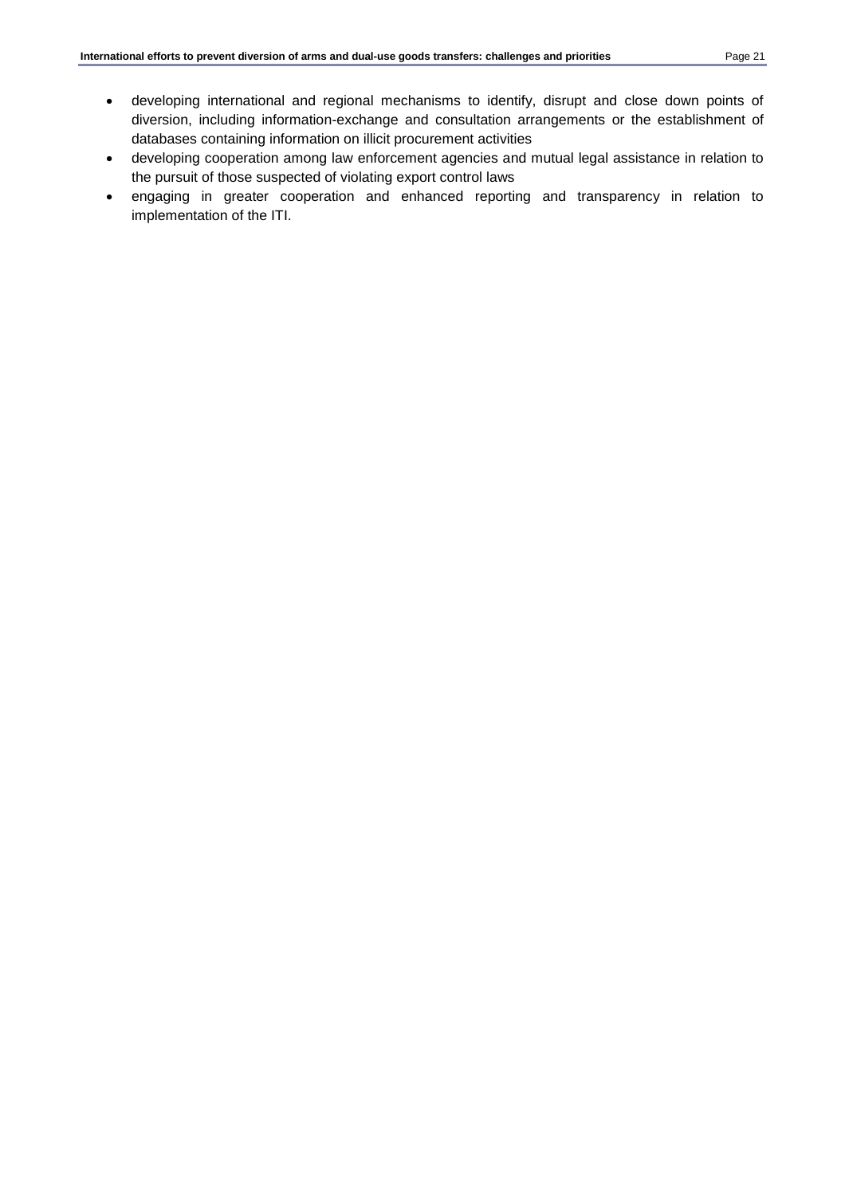- developing international and regional mechanisms to identify, disrupt and close down points of diversion, including information-exchange and consultation arrangements or the establishment of databases containing information on illicit procurement activities
- developing cooperation among law enforcement agencies and mutual legal assistance in relation to the pursuit of those suspected of violating export control laws
- engaging in greater cooperation and enhanced reporting and transparency in relation to implementation of the ITI.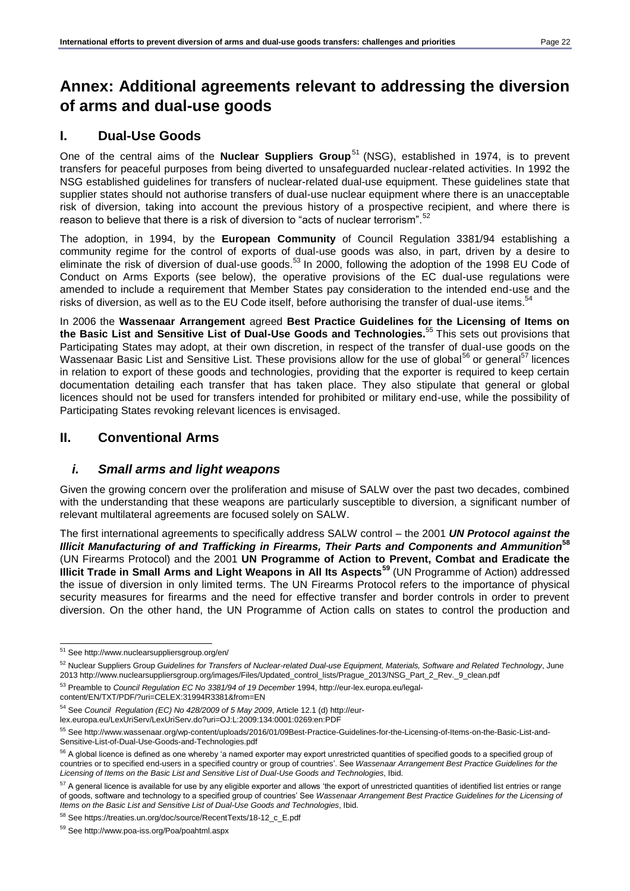# Annex: Additional agreements relevant to addressing the diversion of arms and dual-use goods

## I. Dual-Use Goods

One of the central aims of the **Nuclear Suppliers Group**[51] (NSG), established in 1974, is to prevent transfers for peaceful purposes from being diverted to unsafeguarded nuclear-related activities. In 1992 the NSG established guidelines for transfers of nuclear-related dual-use equipment. These guidelines state that supplier states should not authorise transfers of dual-use nuclear equipment where there is an unacceptable risk of diversion, taking into account the previous history of a prospective recipient, and where there is reason to believe that there is a risk of diversion to "acts of nuclear terrorism".[52]

The adoption, in 1994, by the **European Community** of Council Regulation 3381/94 establishing a community regime for the control of exports of dual-use goods was also, in part, driven by a desire to eliminate the risk of diversion of dual-use goods.[53] In 2000, following the adoption of the 1998 EU Code of Conduct on Arms Exports (see below), the operative provisions of the EC dual-use regulations were amended to include a requirement that Member States pay consideration to the intended end-use and the risks of diversion, as well as to the EU Code itself, before authorising the transfer of dual-use items.[54]

In 2006 the **Wassenaar Arrangement** agreed **Best Practice Guidelines for the Licensing of Items on the Basic List and Sensitive List of Dual-Use Goods and Technologies.**[55] This sets out provisions that Participating States may adopt, at their own discretion, in respect of the transfer of dual-use goods on the Wassenaar Basic List and Sensitive List. These provisions allow for the use of global[56] or general[57] licences in relation to export of these goods and technologies, providing that the exporter is required to keep certain documentation detailing each transfer that has taken place. They also stipulate that general or global licences should not be used for transfers intended for prohibited or military end-use, while the possibility of Participating States revoking relevant licences is envisaged.

## II. Conventional Arms

### *i. Small arms and light weapons*

Given the growing concern over the proliferation and misuse of SALW over the past two decades, combined with the understanding that these weapons are particularly susceptible to diversion, a significant number of relevant multilateral agreements are focused solely on SALW.

The first international agreements to specifically address SALW control – the 2001 ***UN Protocol against the Illicit Manufacturing of and Trafficking in Firearms, Their Parts and Components and Ammunition***[58] (UN Firearms Protocol) and the 2001 **UN Programme of Action to Prevent, Combat and Eradicate the Illicit Trade in Small Arms and Light Weapons in All Its Aspects**[59] (UN Programme of Action) addressed the issue of diversion in only limited terms. The UN Firearms Protocol refers to the importance of physical security measures for firearms and the need for effective transfer and border controls in order to prevent diversion. On the other hand, the UN Programme of Action calls on states to control the production and

---

[51] See http://www.nuclearsuppliersgroup.org/en/

[52] Nuclear Suppliers Group *Guidelines for Transfers of Nuclear-related Dual-use Equipment, Materials, Software and Related Technology*, June 2013 http://www.nuclearsuppliersgroup.org/images/Files/Updated_control_lists/Prague_2013/NSG_Part_2_Rev._9_clean.pdf

[53] Preamble to *Council Regulation EC No 3381/94 of 19 December* 1994, http://eur-lex.europa.eu/legal-content/EN/TXT/PDF/?uri=CELEX:31994R3381&from=EN

[54] See *Council Regulation (EC) No 428/2009 of 5 May 2009*, Article 12.1 (d) http://eur-lex.europa.eu/LexUriServ/LexUriServ.do?uri=OJ:L:2009:134:0001:0269:en:PDF

[55] See http://www.wassenaar.org/wp-content/uploads/2016/01/09Best-Practice-Guidelines-for-the-Licensing-of-Items-on-the-Basic-List-and-Sensitive-List-of-Dual-Use-Goods-and-Technologies.pdf

[56] A global licence is defined as one whereby 'a named exporter may export unrestricted quantities of specified goods to a specified group of countries or to specified end-users in a specified country or group of countries'. See *Wassenaar Arrangement Best Practice Guidelines for the Licensing of Items on the Basic List and Sensitive List of Dual-Use Goods and Technologies*, Ibid.

[57] A general licence is available for use by any eligible exporter and allows 'the export of unrestricted quantities of identified list entries or range of goods, software and technology to a specified group of countries' See *Wassenaar Arrangement Best Practice Guidelines for the Licensing of Items on the Basic List and Sensitive List of Dual-Use Goods and Technologies*, Ibid.

[58] See https://treaties.un.org/doc/source/RecentTexts/18-12_c_E.pdf

[59] See http://www.poa-iss.org/Poa/poahtml.aspx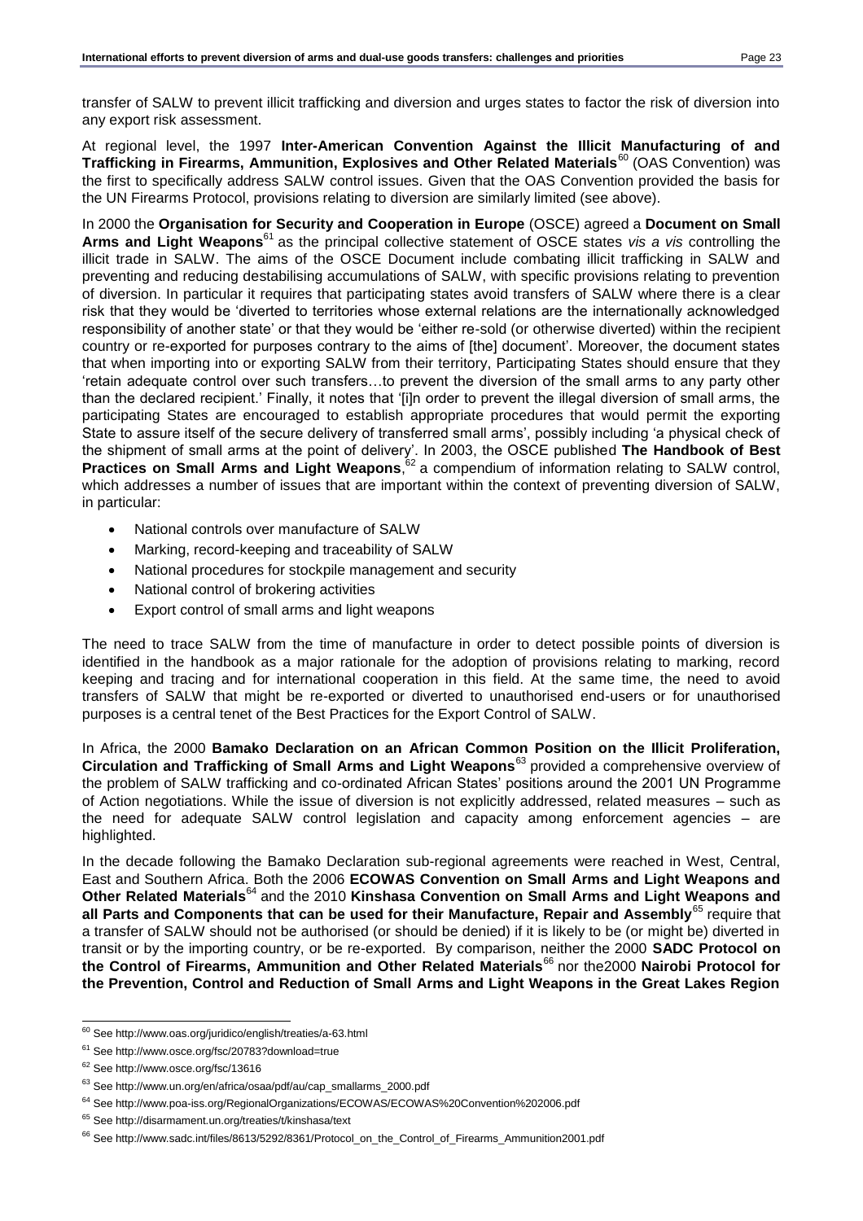transfer of SALW to prevent illicit trafficking and diversion and urges states to factor the risk of diversion into any export risk assessment.

At regional level, the 1997 **Inter-American Convention Against the Illicit Manufacturing of and Trafficking in Firearms, Ammunition, Explosives and Other Related Materials**[60] (OAS Convention) was the first to specifically address SALW control issues. Given that the OAS Convention provided the basis for the UN Firearms Protocol, provisions relating to diversion are similarly limited (see above).

In 2000 the **Organisation for Security and Cooperation in Europe** (OSCE) agreed a **Document on Small Arms and Light Weapons**[61] as the principal collective statement of OSCE states *vis a vis* controlling the illicit trade in SALW. The aims of the OSCE Document include combating illicit trafficking in SALW and preventing and reducing destabilising accumulations of SALW, with specific provisions relating to prevention of diversion. In particular it requires that participating states avoid transfers of SALW where there is a clear risk that they would be 'diverted to territories whose external relations are the internationally acknowledged responsibility of another state' or that they would be 'either re-sold (or otherwise diverted) within the recipient country or re-exported for purposes contrary to the aims of [the] document'. Moreover, the document states that when importing into or exporting SALW from their territory, Participating States should ensure that they 'retain adequate control over such transfers…to prevent the diversion of the small arms to any party other than the declared recipient.' Finally, it notes that '[i]n order to prevent the illegal diversion of small arms, the participating States are encouraged to establish appropriate procedures that would permit the exporting State to assure itself of the secure delivery of transferred small arms', possibly including 'a physical check of the shipment of small arms at the point of delivery'. In 2003, the OSCE published **The Handbook of Best Practices on Small Arms and Light Weapons**,[62] a compendium of information relating to SALW control, which addresses a number of issues that are important within the context of preventing diversion of SALW, in particular:

- National controls over manufacture of SALW
- Marking, record-keeping and traceability of SALW
- National procedures for stockpile management and security
- National control of brokering activities
- Export control of small arms and light weapons

The need to trace SALW from the time of manufacture in order to detect possible points of diversion is identified in the handbook as a major rationale for the adoption of provisions relating to marking, record keeping and tracing and for international cooperation in this field. At the same time, the need to avoid transfers of SALW that might be re-exported or diverted to unauthorised end-users or for unauthorised purposes is a central tenet of the Best Practices for the Export Control of SALW.

In Africa, the 2000 **Bamako Declaration on an African Common Position on the Illicit Proliferation, Circulation and Trafficking of Small Arms and Light Weapons**[63] provided a comprehensive overview of the problem of SALW trafficking and co-ordinated African States' positions around the 2001 UN Programme of Action negotiations. While the issue of diversion is not explicitly addressed, related measures – such as the need for adequate SALW control legislation and capacity among enforcement agencies – are highlighted.

In the decade following the Bamako Declaration sub-regional agreements were reached in West, Central, East and Southern Africa. Both the 2006 **ECOWAS Convention on Small Arms and Light Weapons and Other Related Materials**[64] and the 2010 **Kinshasa Convention on Small Arms and Light Weapons and all Parts and Components that can be used for their Manufacture, Repair and Assembly**[65] require that a transfer of SALW should not be authorised (or should be denied) if it is likely to be (or might be) diverted in transit or by the importing country, or be re-exported. By comparison, neither the 2000 **SADC Protocol on the Control of Firearms, Ammunition and Other Related Materials**[66] nor the2000 **Nairobi Protocol for the Prevention, Control and Reduction of Small Arms and Light Weapons in the Great Lakes Region**

---

[60] See http://www.oas.org/juridico/english/treaties/a-63.html

[61] See http://www.osce.org/fsc/20783?download=true

[62] See http://www.osce.org/fsc/13616

[63] See http://www.un.org/en/africa/osaa/pdf/au/cap_smallarms_2000.pdf

[64] See http://www.poa-iss.org/RegionalOrganizations/ECOWAS/ECOWAS%20Convention%202006.pdf

[65] See http://disarmament.un.org/treaties/t/kinshasa/text

[66] See http://www.sadc.int/files/8613/5292/8361/Protocol_on_the_Control_of_Firearms_Ammunition2001.pdf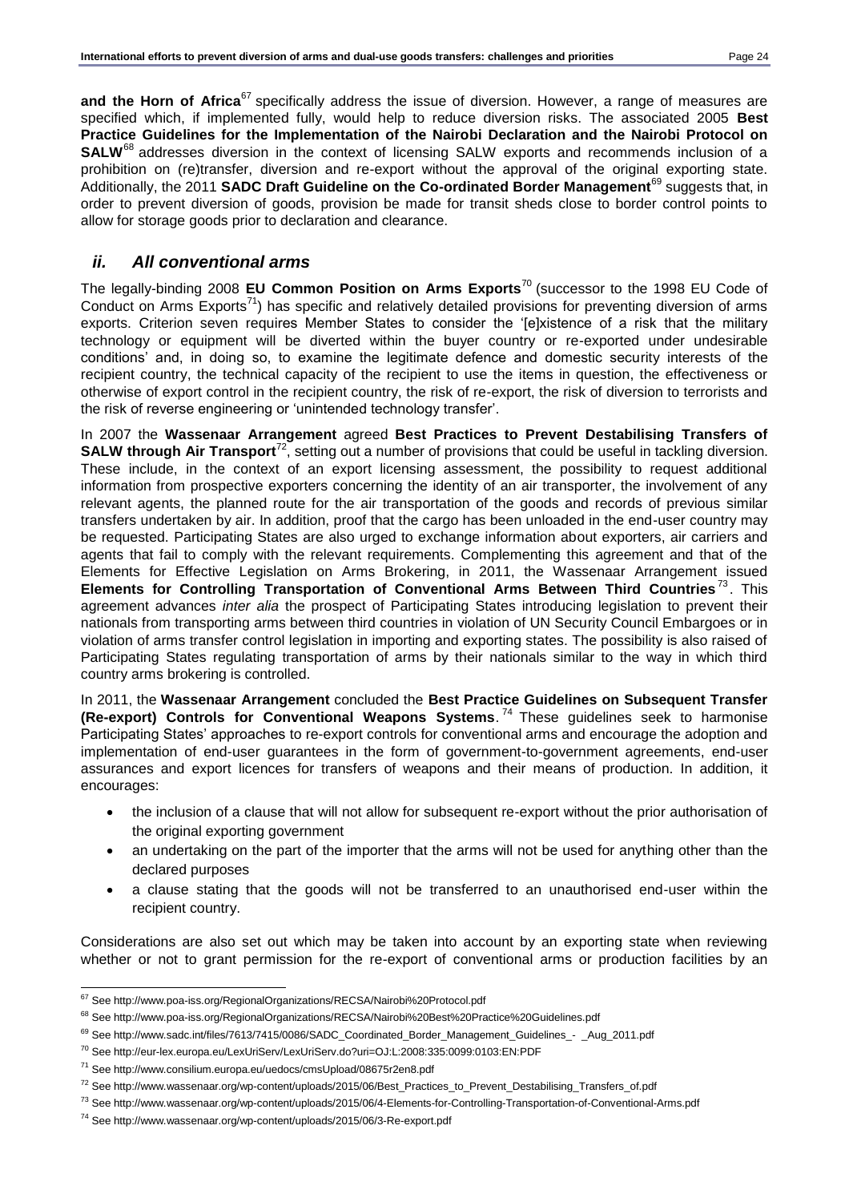**and the Horn of Africa**[67] specifically address the issue of diversion. However, a range of measures are specified which, if implemented fully, would help to reduce diversion risks. The associated 2005 **Best Practice Guidelines for the Implementation of the Nairobi Declaration and the Nairobi Protocol on SALW**[68] addresses diversion in the context of licensing SALW exports and recommends inclusion of a prohibition on (re)transfer, diversion and re-export without the approval of the original exporting state. Additionally, the 2011 **SADC Draft Guideline on the Co-ordinated Border Management**[69] suggests that, in order to prevent diversion of goods, provision be made for transit sheds close to border control points to allow for storage goods prior to declaration and clearance.

## *ii. All conventional arms*

The legally-binding 2008 **EU Common Position on Arms Exports**[70] (successor to the 1998 EU Code of Conduct on Arms Exports[71]) has specific and relatively detailed provisions for preventing diversion of arms exports. Criterion seven requires Member States to consider the '[e]xistence of a risk that the military technology or equipment will be diverted within the buyer country or re-exported under undesirable conditions' and, in doing so, to examine the legitimate defence and domestic security interests of the recipient country, the technical capacity of the recipient to use the items in question, the effectiveness or otherwise of export control in the recipient country, the risk of re-export, the risk of diversion to terrorists and the risk of reverse engineering or 'unintended technology transfer'.

In 2007 the **Wassenaar Arrangement** agreed **Best Practices to Prevent Destabilising Transfers of SALW through Air Transport**[72], setting out a number of provisions that could be useful in tackling diversion. These include, in the context of an export licensing assessment, the possibility to request additional information from prospective exporters concerning the identity of an air transporter, the involvement of any relevant agents, the planned route for the air transportation of the goods and records of previous similar transfers undertaken by air. In addition, proof that the cargo has been unloaded in the end-user country may be requested. Participating States are also urged to exchange information about exporters, air carriers and agents that fail to comply with the relevant requirements. Complementing this agreement and that of the Elements for Effective Legislation on Arms Brokering, in 2011, the Wassenaar Arrangement issued **Elements for Controlling Transportation of Conventional Arms Between Third Countries**[73]. This agreement advances *inter alia* the prospect of Participating States introducing legislation to prevent their nationals from transporting arms between third countries in violation of UN Security Council Embargoes or in violation of arms transfer control legislation in importing and exporting states. The possibility is also raised of Participating States regulating transportation of arms by their nationals similar to the way in which third country arms brokering is controlled.

In 2011, the **Wassenaar Arrangement** concluded the **Best Practice Guidelines on Subsequent Transfer (Re-export) Controls for Conventional Weapons Systems**.[74] These guidelines seek to harmonise Participating States' approaches to re-export controls for conventional arms and encourage the adoption and implementation of end-user guarantees in the form of government-to-government agreements, end-user assurances and export licences for transfers of weapons and their means of production. In addition, it encourages:

- the inclusion of a clause that will not allow for subsequent re-export without the prior authorisation of the original exporting government
- an undertaking on the part of the importer that the arms will not be used for anything other than the declared purposes
- a clause stating that the goods will not be transferred to an unauthorised end-user within the recipient country.

Considerations are also set out which may be taken into account by an exporting state when reviewing whether or not to grant permission for the re-export of conventional arms or production facilities by an

---

[67] See http://www.poa-iss.org/RegionalOrganizations/RECSA/Nairobi%20Protocol.pdf

[68] See http://www.poa-iss.org/RegionalOrganizations/RECSA/Nairobi%20Best%20Practice%20Guidelines.pdf

[69] See http://www.sadc.int/files/7613/7415/0086/SADC_Coordinated_Border_Management_Guidelines_-_Aug_2011.pdf

[70] See http://eur-lex.europa.eu/LexUriServ/LexUriServ.do?uri=OJ:L:2008:335:0099:0103:EN:PDF

[71] See http://www.consilium.europa.eu/uedocs/cmsUpload/08675r2en8.pdf

[72] See http://www.wassenaar.org/wp-content/uploads/2015/06/Best_Practices_to_Prevent_Destabilising_Transfers_of.pdf

[73] See http://www.wassenaar.org/wp-content/uploads/2015/06/4-Elements-for-Controlling-Transportation-of-Conventional-Arms.pdf

[74] See http://www.wassenaar.org/wp-content/uploads/2015/06/3-Re-export.pdf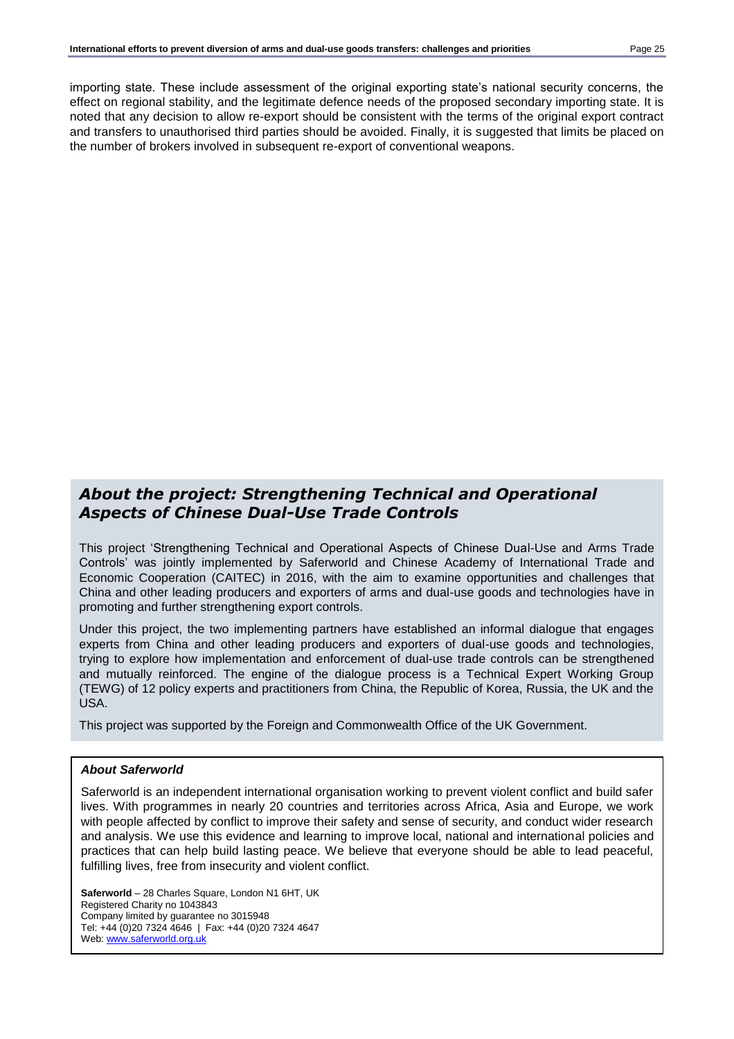importing state. These include assessment of the original exporting state's national security concerns, the effect on regional stability, and the legitimate defence needs of the proposed secondary importing state. It is noted that any decision to allow re-export should be consistent with the terms of the original export contract and transfers to unauthorised third parties should be avoided. Finally, it is suggested that limits be placed on the number of brokers involved in subsequent re-export of conventional weapons.

## *About the project: Strengthening Technical and Operational Aspects of Chinese Dual-Use Trade Controls*

This project 'Strengthening Technical and Operational Aspects of Chinese Dual-Use and Arms Trade Controls' was jointly implemented by Saferworld and Chinese Academy of International Trade and Economic Cooperation (CAITEC) in 2016, with the aim to examine opportunities and challenges that China and other leading producers and exporters of arms and dual-use goods and technologies have in promoting and further strengthening export controls.

Under this project, the two implementing partners have established an informal dialogue that engages experts from China and other leading producers and exporters of dual-use goods and technologies, trying to explore how implementation and enforcement of dual-use trade controls can be strengthened and mutually reinforced. The engine of the dialogue process is a Technical Expert Working Group (TEWG) of 12 policy experts and practitioners from China, the Republic of Korea, Russia, the UK and the USA.

This project was supported by the Foreign and Commonwealth Office of the UK Government.

***About Saferworld***

Saferworld is an independent international organisation working to prevent violent conflict and build safer lives. With programmes in nearly 20 countries and territories across Africa, Asia and Europe, we work with people affected by conflict to improve their safety and sense of security, and conduct wider research and analysis. We use this evidence and learning to improve local, national and international policies and practices that can help build lasting peace. We believe that everyone should be able to lead peaceful, fulfilling lives, free from insecurity and violent conflict.

**Saferworld** – 28 Charles Square, London N1 6HT, UK
Registered Charity no 1043843
Company limited by guarantee no 3015948
Tel: +44 (0)20 7324 4646 | Fax: +44 (0)20 7324 4647
Web: [www.saferworld.org.uk](http://www.saferworld.org.uk)